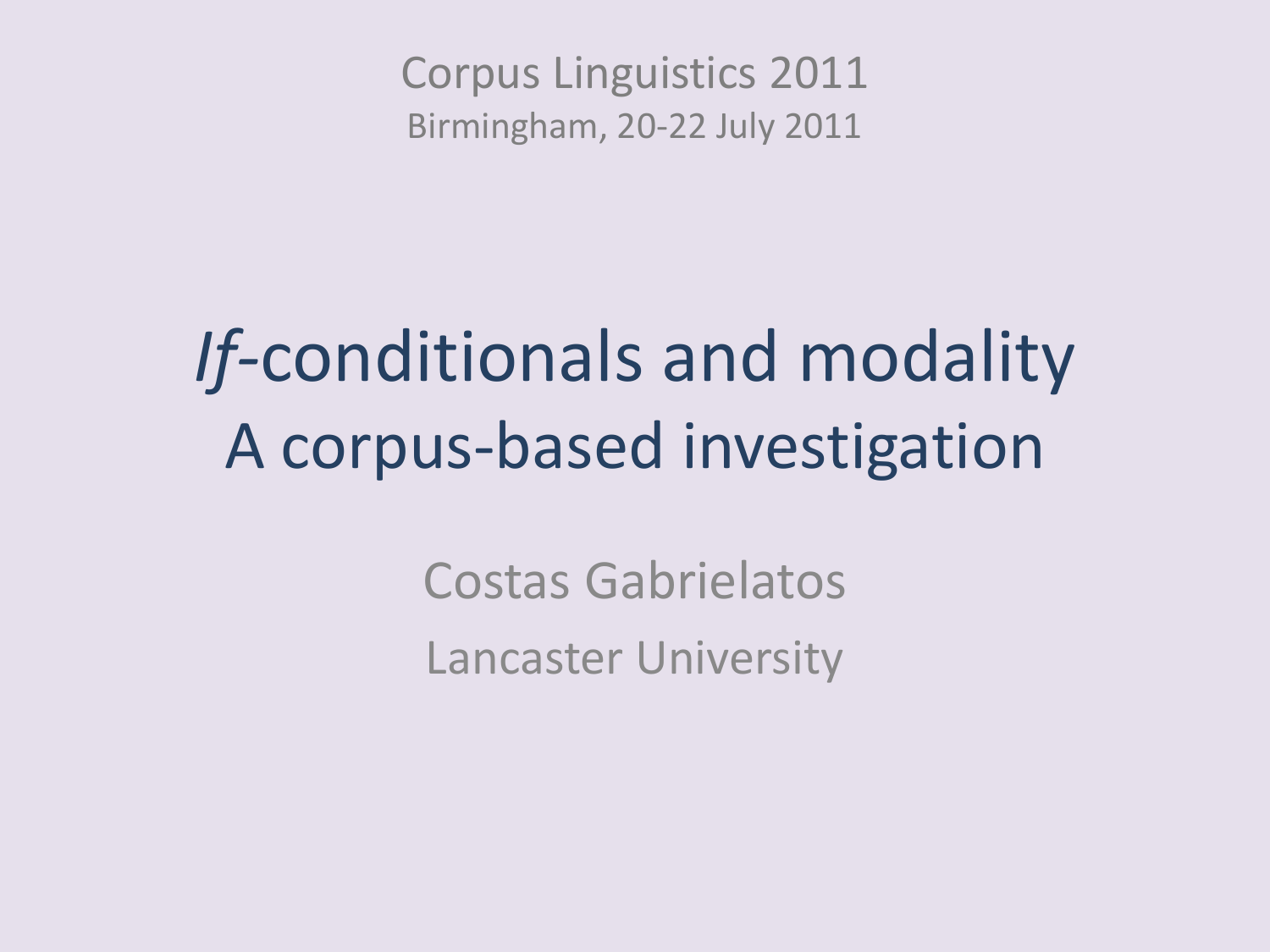Corpus Linguistics 2011

Birmingham, 20-22 July 2011

# *If*-conditionals and modality
## A corpus-based investigation

Costas Gabrielatos

Lancaster University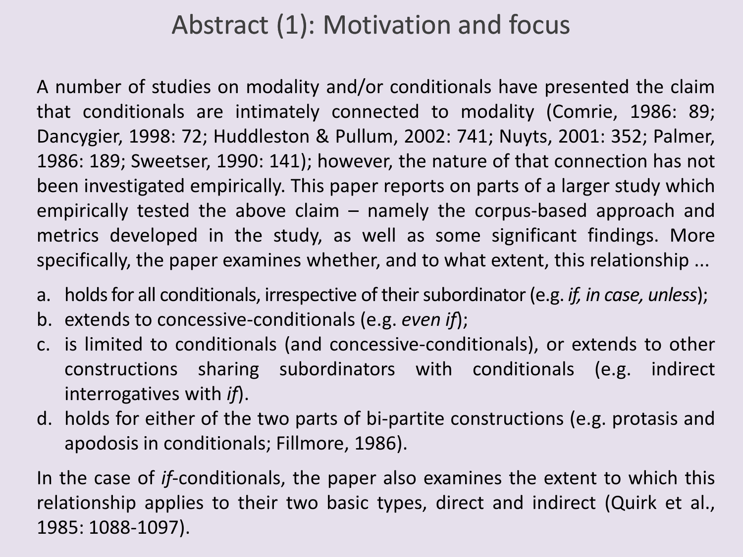# Abstract (1): Motivation and focus

A number of studies on modality and/or conditionals have presented the claim that conditionals are intimately connected to modality (Comrie, 1986: 89; Dancygier, 1998: 72; Huddleston & Pullum, 2002: 741; Nuyts, 2001: 352; Palmer, 1986: 189; Sweetser, 1990: 141); however, the nature of that connection has not been investigated empirically. This paper reports on parts of a larger study which empirically tested the above claim – namely the corpus-based approach and metrics developed in the study, as well as some significant findings. More specifically, the paper examines whether, and to what extent, this relationship ...

a. holds for all conditionals, irrespective of their subordinator (e.g. *if, in case, unless*);
b. extends to concessive-conditionals (e.g. *even if*);
c. is limited to conditionals (and concessive-conditionals), or extends to other constructions sharing subordinators with conditionals (e.g. indirect interrogatives with *if*).
d. holds for either of the two parts of bi-partite constructions (e.g. protasis and apodosis in conditionals; Fillmore, 1986).

In the case of *if*-conditionals, the paper also examines the extent to which this relationship applies to their two basic types, direct and indirect (Quirk et al., 1985: 1088-1097).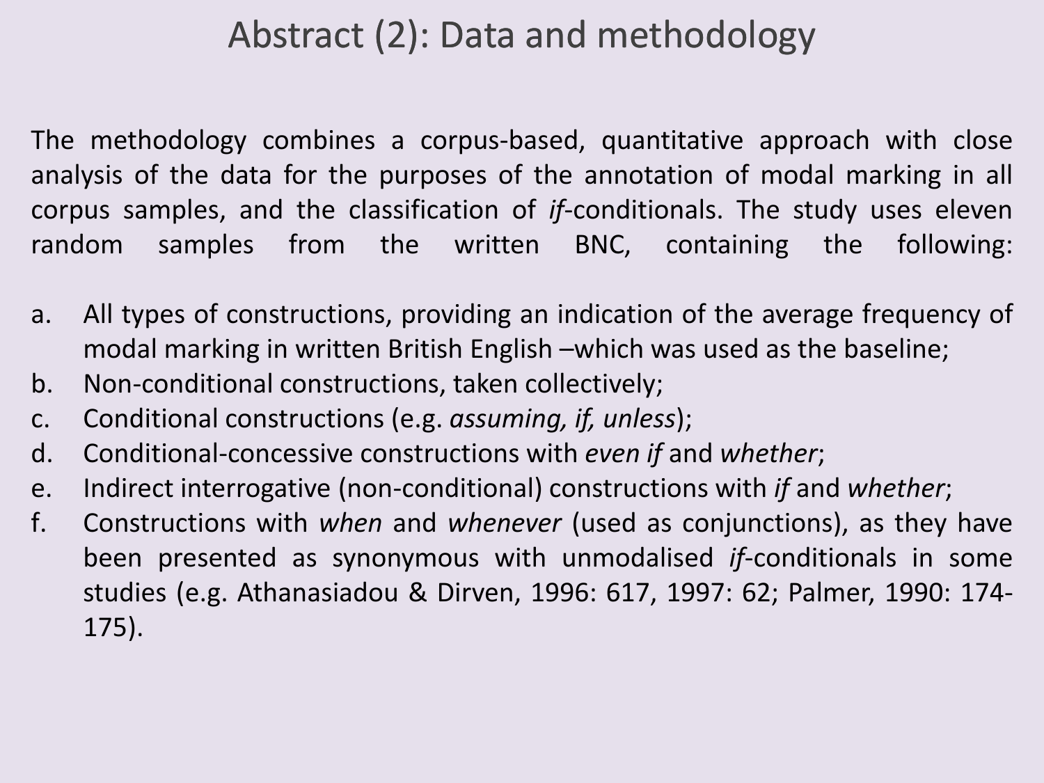# Abstract (2): Data and methodology

The methodology combines a corpus-based, quantitative approach with close analysis of the data for the purposes of the annotation of modal marking in all corpus samples, and the classification of *if*-conditionals. The study uses eleven random samples from the written BNC, containing the following:

a. All types of constructions, providing an indication of the average frequency of modal marking in written British English –which was used as the baseline;
b. Non-conditional constructions, taken collectively;
c. Conditional constructions (e.g. *assuming, if, unless*);
d. Conditional-concessive constructions with *even if* and *whether*;
e. Indirect interrogative (non-conditional) constructions with *if* and *whether*;
f. Constructions with *when* and *whenever* (used as conjunctions), as they have been presented as synonymous with unmodalised *if*-conditionals in some studies (e.g. Athanasiadou & Dirven, 1996: 617, 1997: 62; Palmer, 1990: 174-175).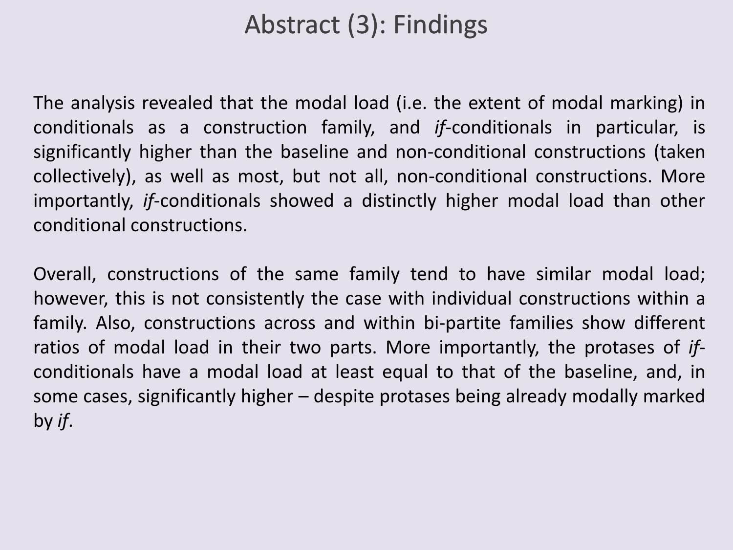# Abstract (3): Findings

The analysis revealed that the modal load (i.e. the extent of modal marking) in conditionals as a construction family, and *if*-conditionals in particular, is significantly higher than the baseline and non-conditional constructions (taken collectively), as well as most, but not all, non-conditional constructions. More importantly, *if*-conditionals showed a distinctly higher modal load than other conditional constructions.

Overall, constructions of the same family tend to have similar modal load; however, this is not consistently the case with individual constructions within a family. Also, constructions across and within bi-partite families show different ratios of modal load in their two parts. More importantly, the protases of *if*-conditionals have a modal load at least equal to that of the baseline, and, in some cases, significantly higher – despite protases being already modally marked by *if*.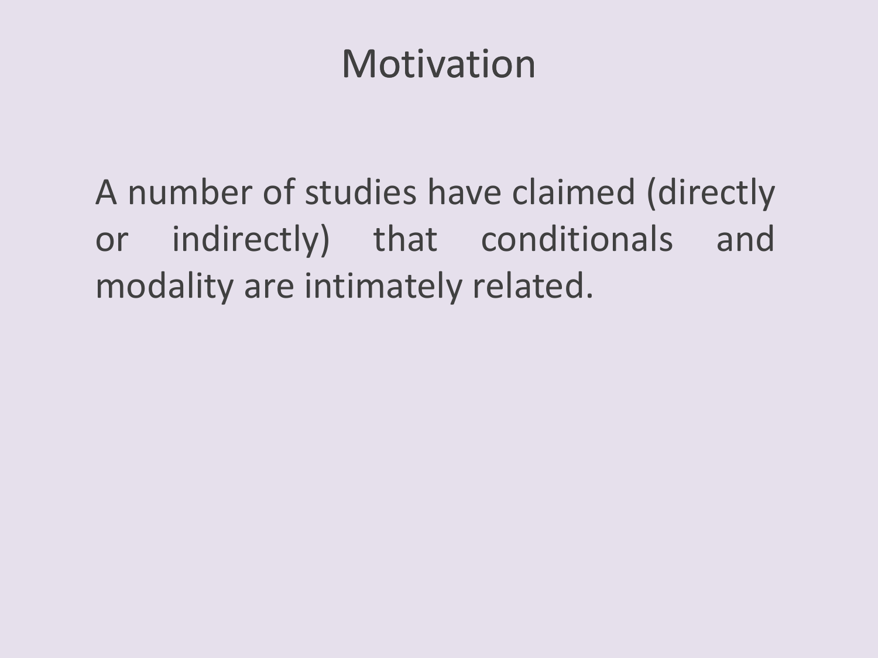# Motivation

A number of studies have claimed (directly or indirectly) that conditionals and modality are intimately related.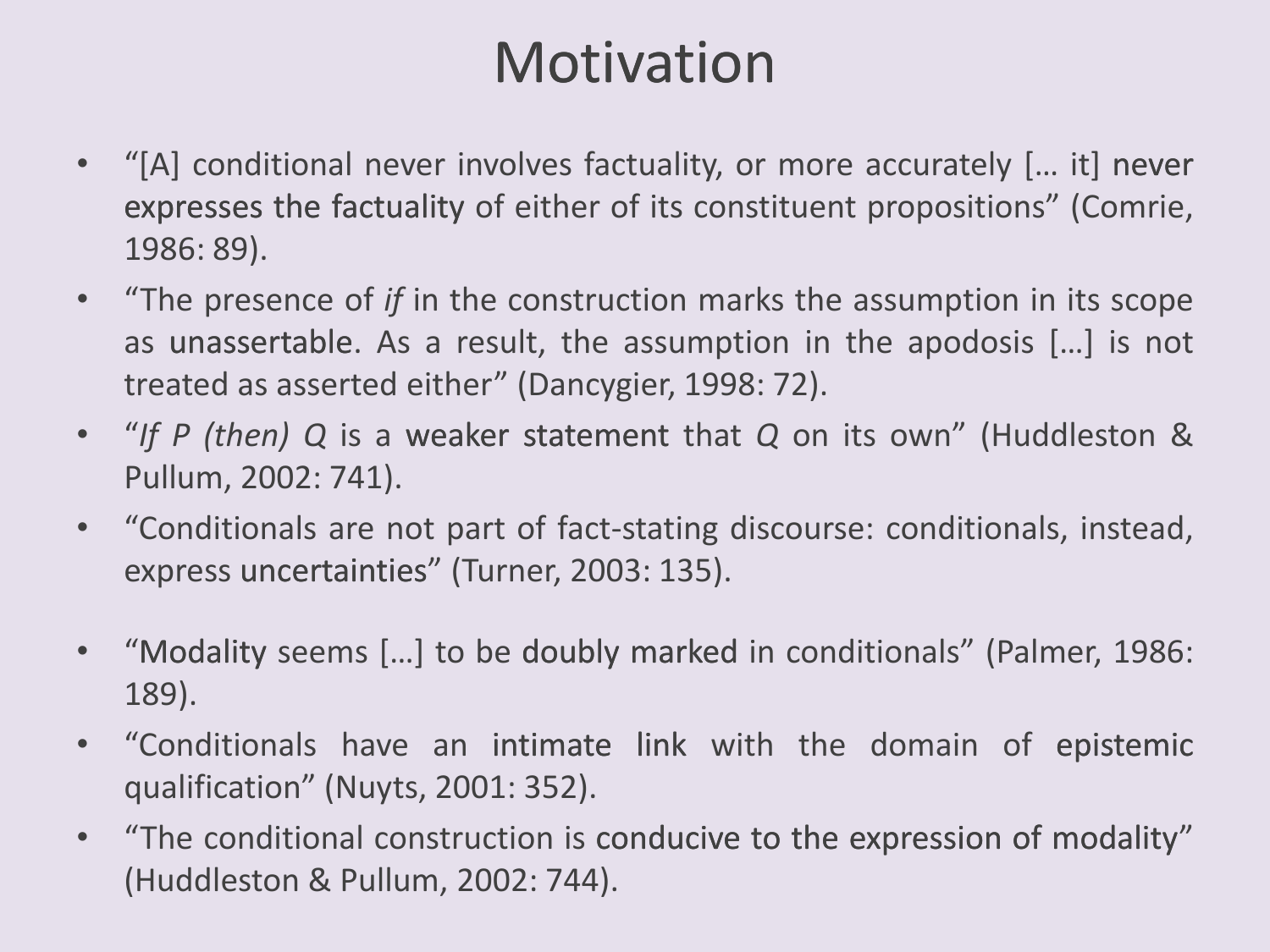# Motivation

- "[A] conditional never involves factuality, or more accurately [… it] never expresses the factuality of either of its constituent propositions" (Comrie, 1986: 89).
- "The presence of *if* in the construction marks the assumption in its scope as unassertable. As a result, the assumption in the apodosis […] is not treated as asserted either" (Dancygier, 1998: 72).
- "*If P (then) Q* is a weaker statement that *Q* on its own" (Huddleston & Pullum, 2002: 741).
- "Conditionals are not part of fact-stating discourse: conditionals, instead, express uncertainties" (Turner, 2003: 135).

- "Modality seems […] to be doubly marked in conditionals" (Palmer, 1986: 189).
- "Conditionals have an intimate link with the domain of epistemic qualification" (Nuyts, 2001: 352).
- "The conditional construction is conducive to the expression of modality" (Huddleston & Pullum, 2002: 744).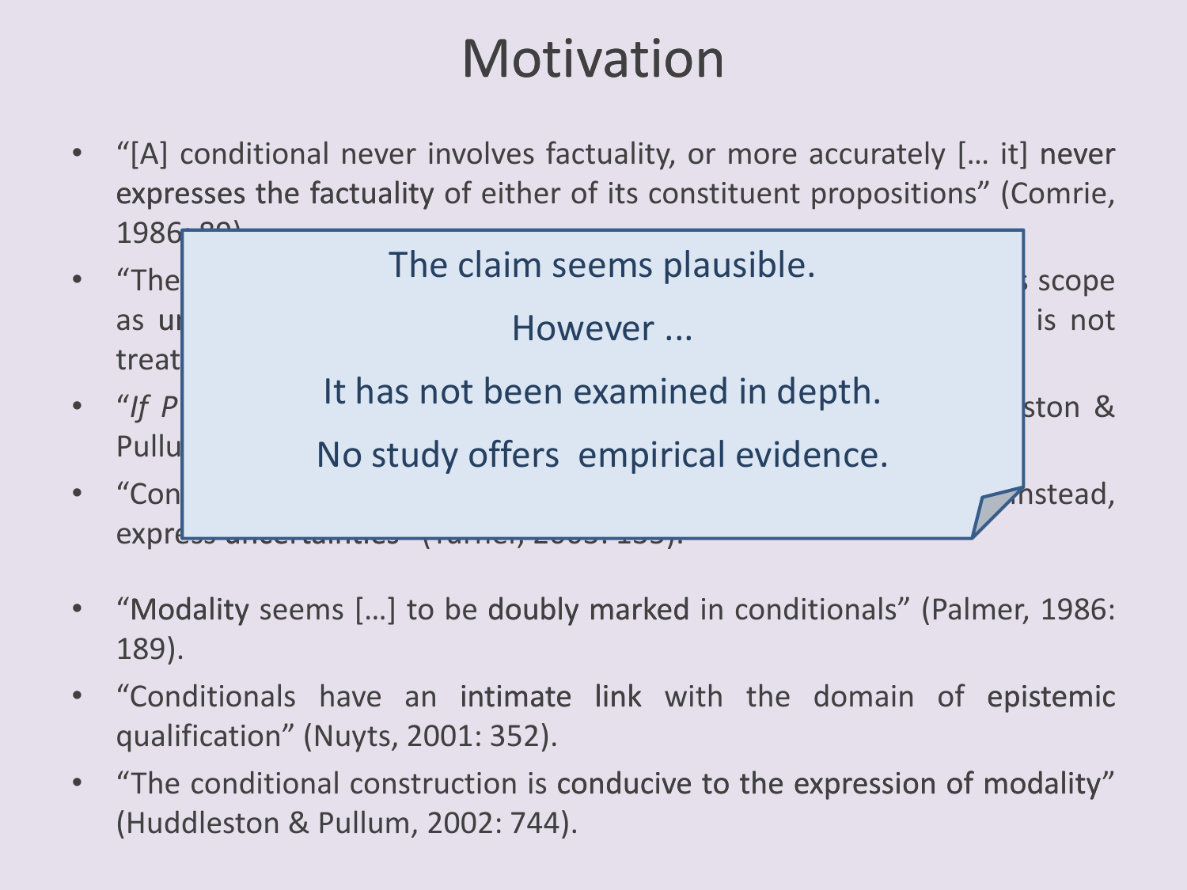# Motivation

- "[A] conditional never involves factuality, or more accurately [... it] never expresses the factuality of either of its constituent propositions" (Comrie, 1986: 89).
- "The ... scope as u... is not treat...
- "*If P* ... ston & Pullu...
- "Con... nstead, expre...

> The claim seems plausible.
>
> However ...
>
> It has not been examined in depth.
>
> No study offers empirical evidence.

- "Modality seems [...] to be doubly marked in conditionals" (Palmer, 1986: 189).
- "Conditionals have an intimate link with the domain of epistemic qualification" (Nuyts, 2001: 352).
- "The conditional construction is conducive to the expression of modality" (Huddleston & Pullum, 2002: 744).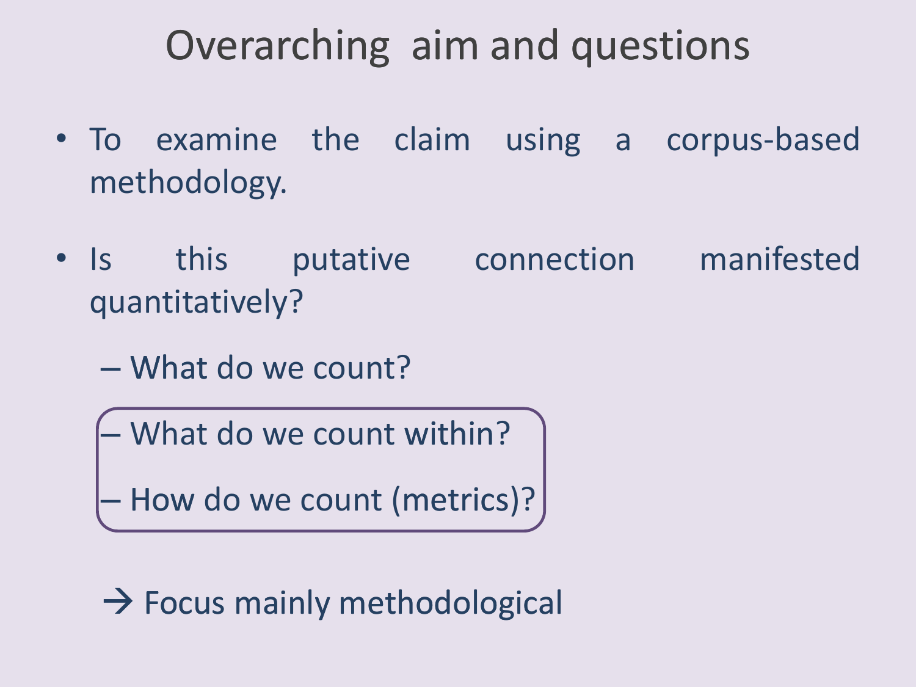# Overarching aim and questions

- To examine the claim using a corpus-based methodology.
- Is this putative connection manifested quantitatively?
  - What do we count?
  - What do we count within?
  - How do we count (metrics)?

→ Focus mainly methodological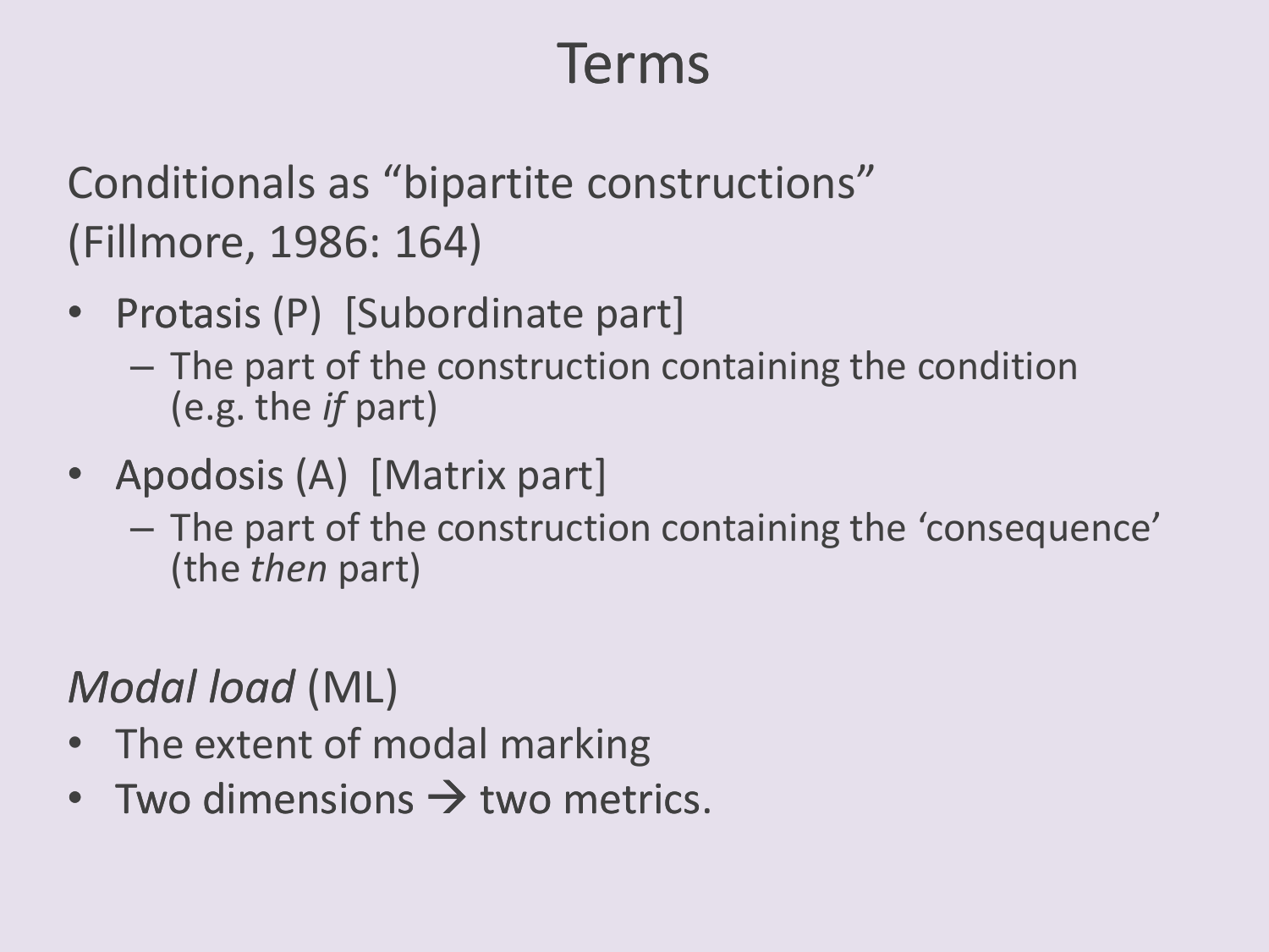# Terms

Conditionals as “bipartite constructions” (Fillmore, 1986: 164)

- Protasis (P) [Subordinate part]
  - The part of the construction containing the condition (e.g. the *if* part)
- Apodosis (A) [Matrix part]
  - The part of the construction containing the ‘consequence’ (the *then* part)

*Modal load* (ML)

- The extent of modal marking
- Two dimensions → two metrics.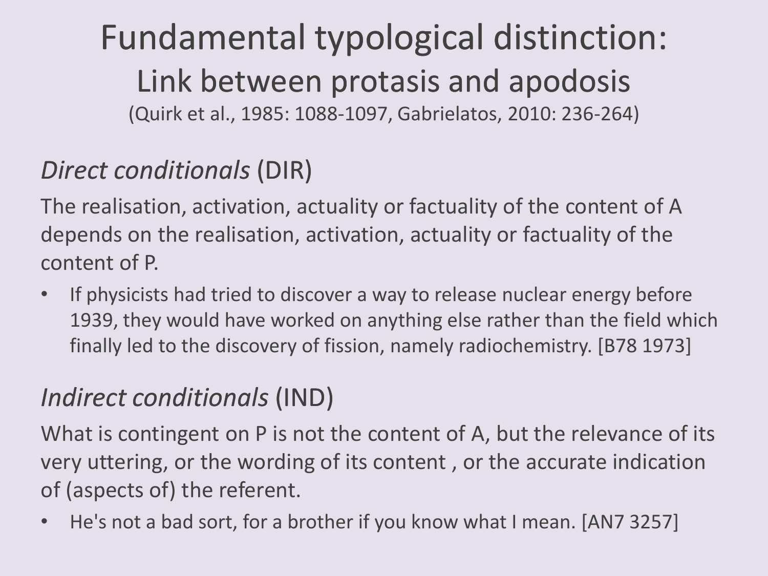# Fundamental typological distinction:

## Link between protasis and apodosis

(Quirk et al., 1985: 1088-1097, Gabrielatos, 2010: 236-264)

### *Direct conditionals* (DIR)

The realisation, activation, actuality or factuality of the content of A depends on the realisation, activation, actuality or factuality of the content of P.

- If physicists had tried to discover a way to release nuclear energy before 1939, they would have worked on anything else rather than the field which finally led to the discovery of fission, namely radiochemistry. [B78 1973]

### *Indirect conditionals* (IND)

What is contingent on P is not the content of A, but the relevance of its very uttering, or the wording of its content , or the accurate indication of (aspects of) the referent.

- He's not a bad sort, for a brother if you know what I mean. [AN7 3257]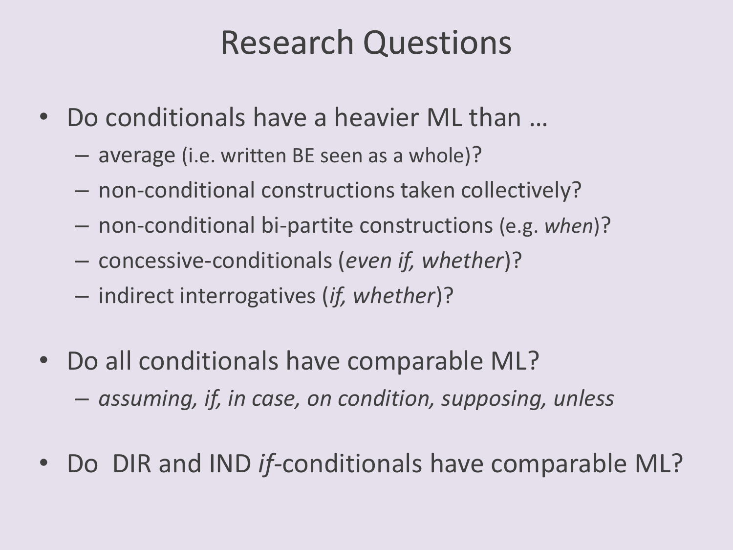# Research Questions

- Do conditionals have a heavier ML than …
  - average (i.e. written BE seen as a whole)?
  - non-conditional constructions taken collectively?
  - non-conditional bi-partite constructions (e.g. *when*)?
  - concessive-conditionals (*even if, whether*)?
  - indirect interrogatives (*if, whether*)?

- Do all conditionals have comparable ML?
  - *assuming, if, in case, on condition, supposing, unless*

- Do DIR and IND *if*-conditionals have comparable ML?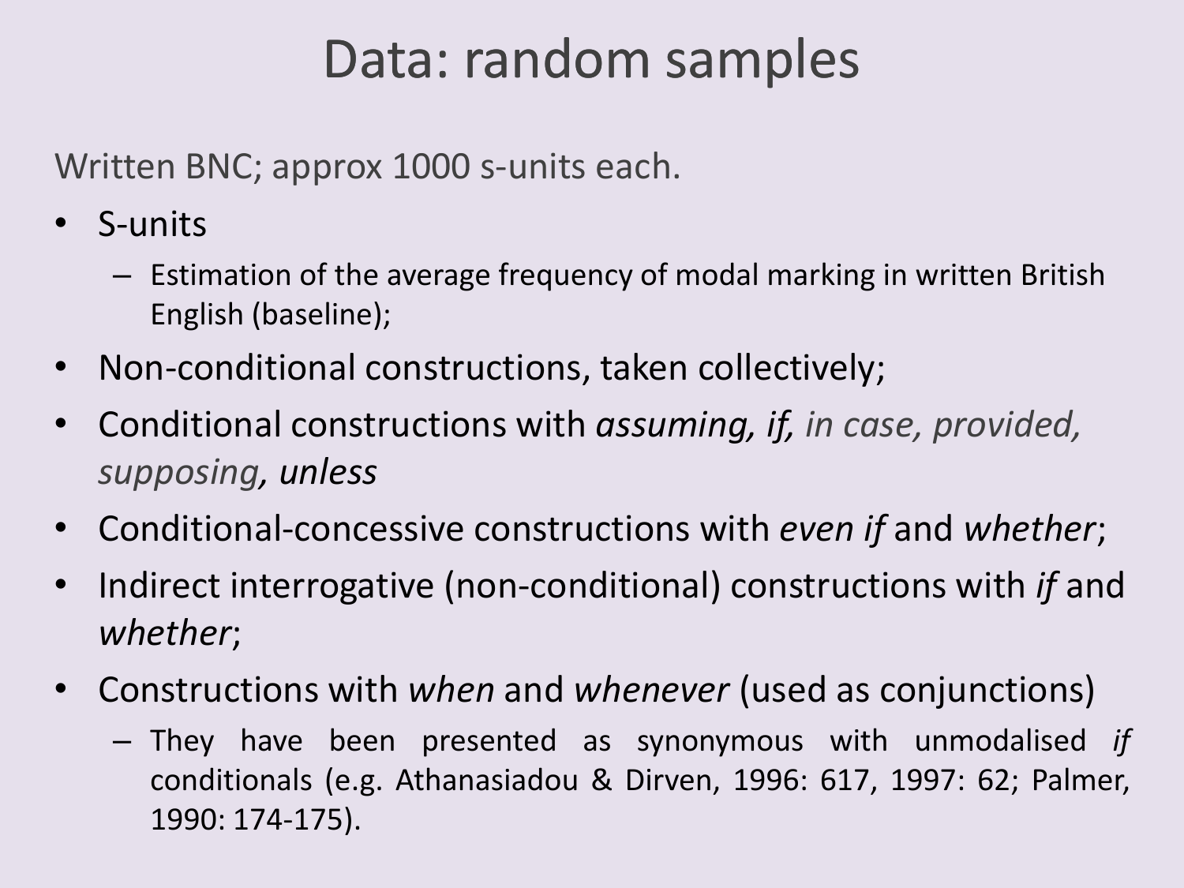# Data: random samples

Written BNC; approx 1000 s-units each.

- S-units
  - Estimation of the average frequency of modal marking in written British English (baseline);
- Non-conditional constructions, taken collectively;
- Conditional constructions with *assuming, if, in case, provided, supposing, unless*
- Conditional-concessive constructions with *even if* and *whether*;
- Indirect interrogative (non-conditional) constructions with *if* and *whether*;
- Constructions with *when* and *whenever* (used as conjunctions)
  - They have been presented as synonymous with unmodalised *if* conditionals (e.g. Athanasiadou & Dirven, 1996: 617, 1997: 62; Palmer, 1990: 174-175).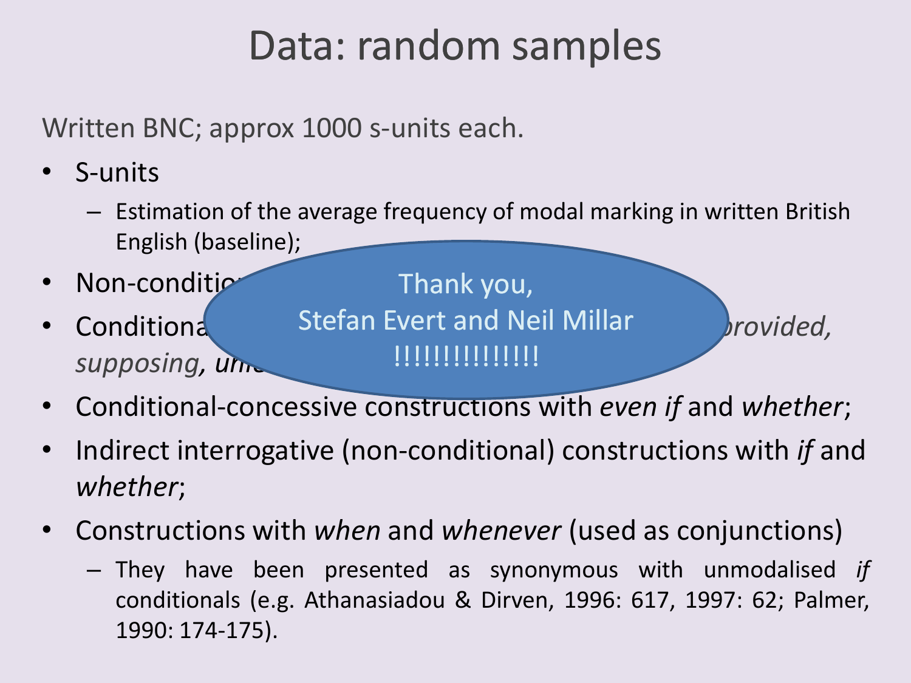# Data: random samples

Written BNC; approx 1000 s-units each.

- S-units
  - Estimation of the average frequency of modal marking in written British English (baseline);
- Non-conditio
- Conditiona *provided, supposing, unl*
- Conditional-concessive constructions with *even if* and *whether*;
- Indirect interrogative (non-conditional) constructions with *if* and *whether*;
- Constructions with *when* and *whenever* (used as conjunctions)
  - They have been presented as synonymous with unmodalised *if* conditionals (e.g. Athanasiadou & Dirven, 1996: 617, 1997: 62; Palmer, 1990: 174-175).

Thank you,
Stefan Evert and Neil Millar
!!!!!!!!!!!!!!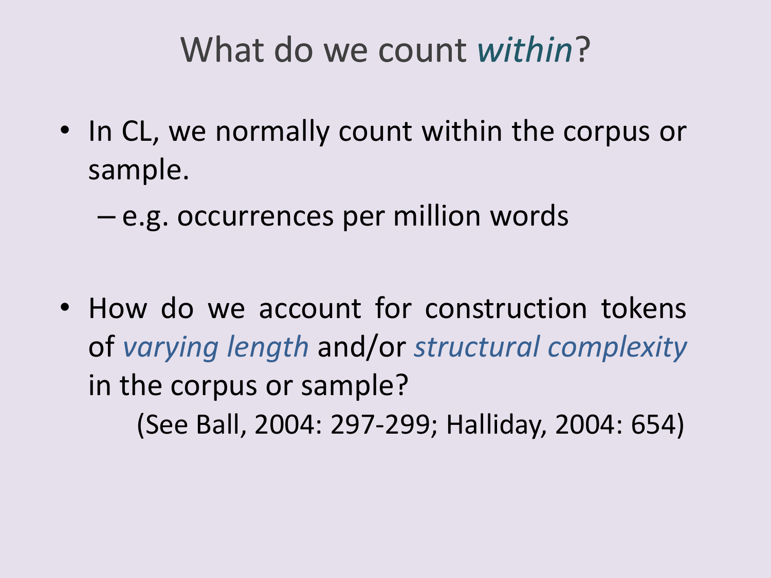# What do we count *within*?

- In CL, we normally count within the corpus or sample.
  - e.g. occurrences per million words

- How do we account for construction tokens of *varying length* and/or *structural complexity* in the corpus or sample?

  (See Ball, 2004: 297-299; Halliday, 2004: 654)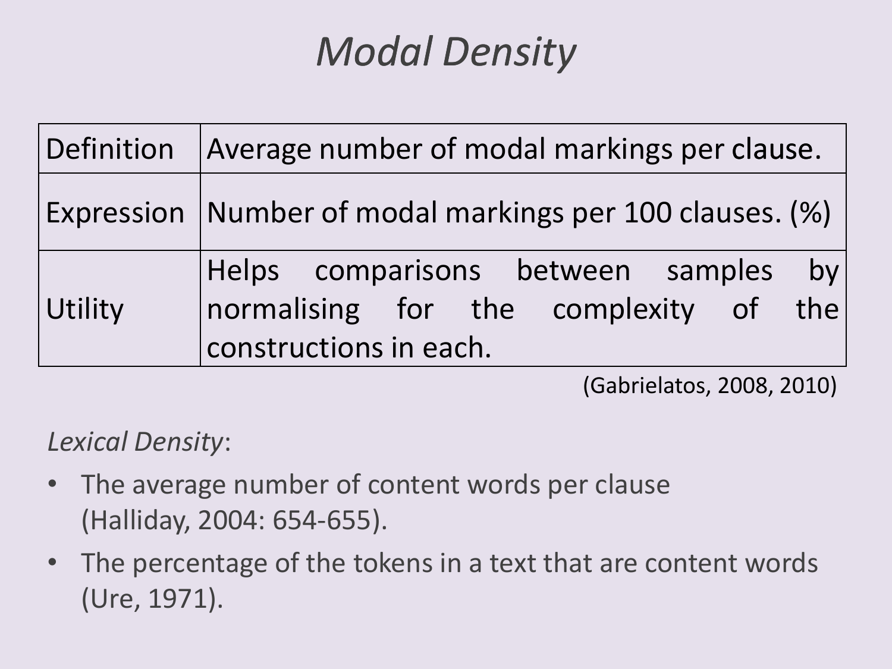# *Modal Density*

| | |
|---|---|
| Definition | Average number of modal markings per clause. |
| Expression | Number of modal markings per 100 clauses. (%) |
| Utility | Helps comparisons between samples by normalising for the complexity of the constructions in each. |

(Gabrielatos, 2008, 2010)

*Lexical Density*:

- The average number of content words per clause (Halliday, 2004: 654-655).
- The percentage of the tokens in a text that are content words (Ure, 1971).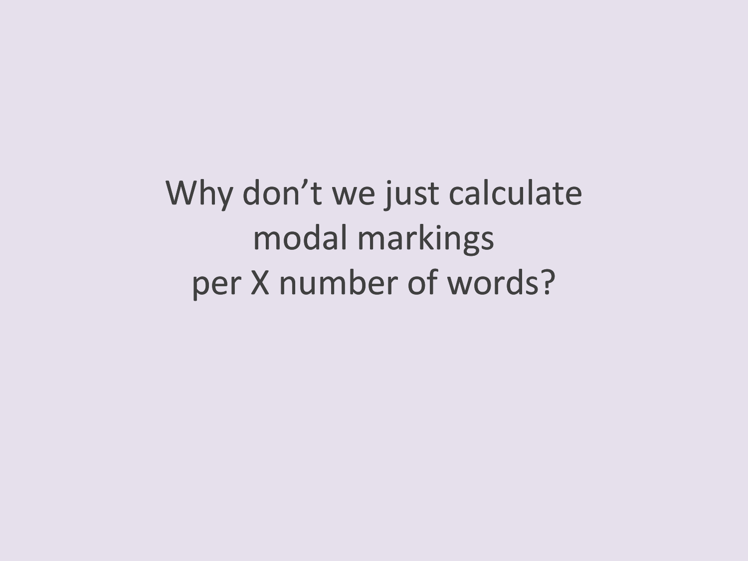# Why don’t we just calculate modal markings per X number of words?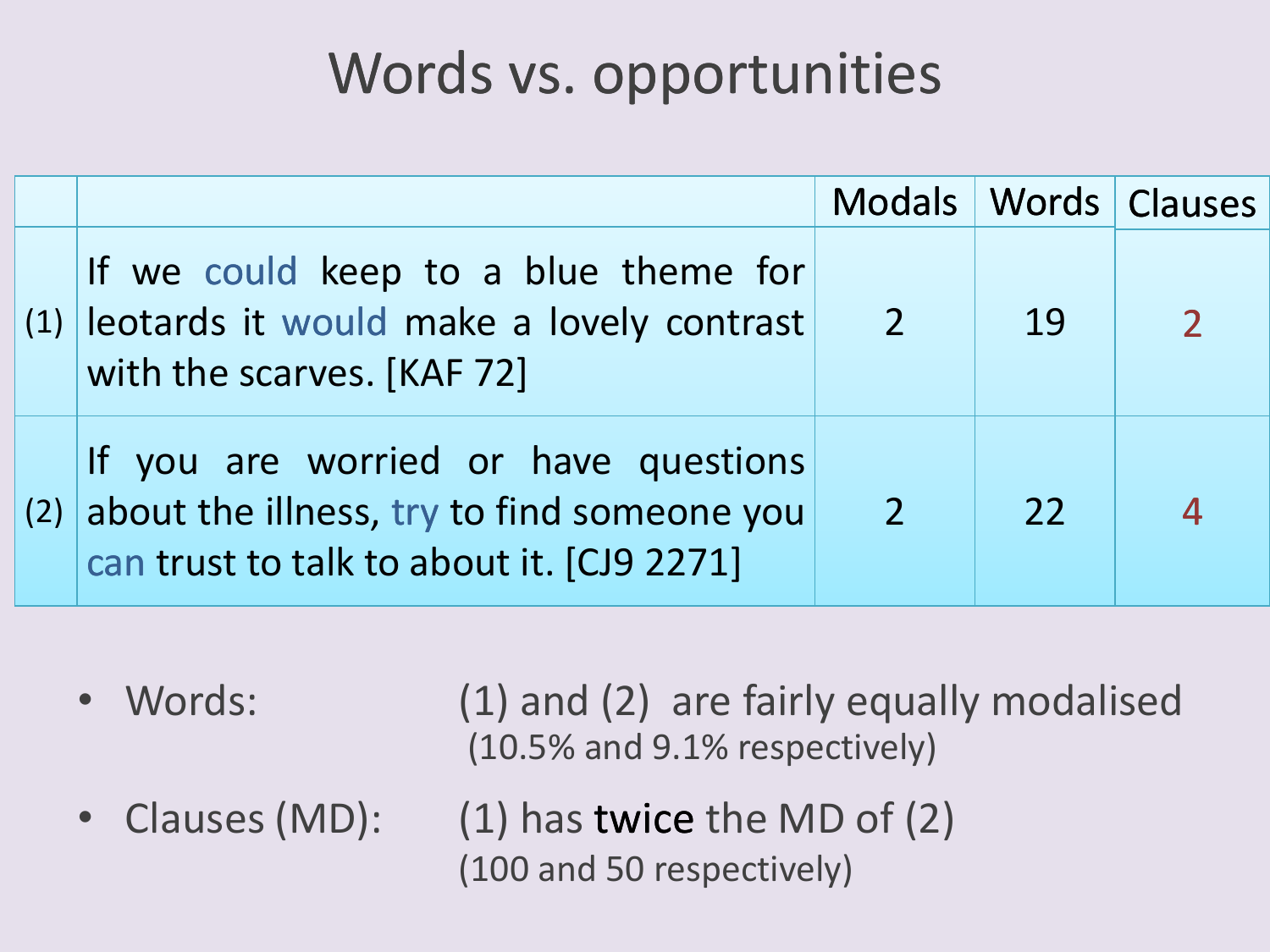# Words vs. opportunities

| | | Modals | Words | Clauses |
|---|---|---|---|---|
| (1) | If we could keep to a blue theme for leotards it would make a lovely contrast with the scarves. [KAF 72] | 2 | 19 | 2 |
| (2) | If you are worried or have questions about the illness, try to find someone you can trust to talk to about it. [CJ9 2271] | 2 | 22 | 4 |

- Words: (1) and (2) are fairly equally modalised (10.5% and 9.1% respectively)
- Clauses (MD): (1) has **twice** the MD of (2) (100 and 50 respectively)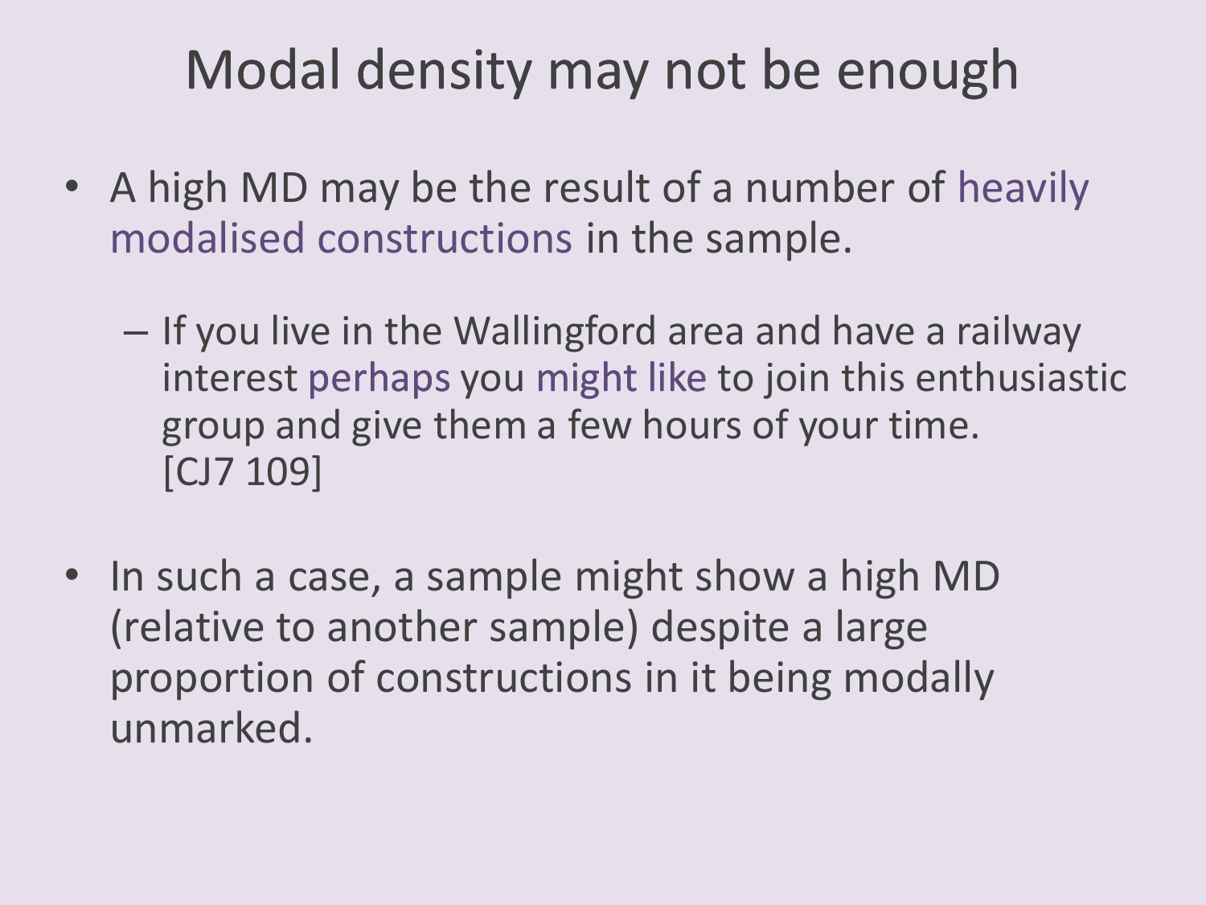# Modal density may not be enough

- A high MD may be the result of a number of heavily modalised constructions in the sample.
  - If you live in the Wallingford area and have a railway interest perhaps you might like to join this enthusiastic group and give them a few hours of your time. [CJ7 109]
- In such a case, a sample might show a high MD (relative to another sample) despite a large proportion of constructions in it being modally unmarked.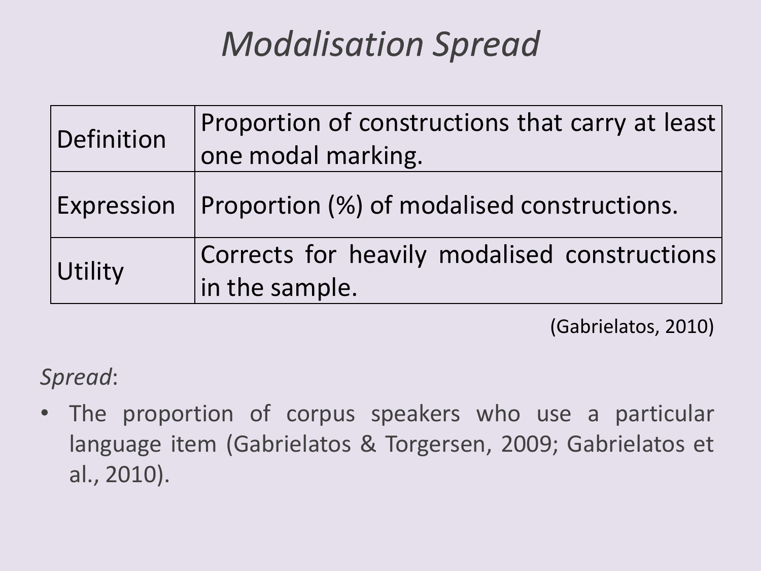# *Modalisation Spread*

| | |
|---|---|
| Definition | Proportion of constructions that carry at least one modal marking. |
| Expression | Proportion (%) of modalised constructions. |
| Utility | Corrects for heavily modalised constructions in the sample. |

(Gabrielatos, 2010)

*Spread*:

- The proportion of corpus speakers who use a particular language item (Gabrielatos & Torgersen, 2009; Gabrielatos et al., 2010).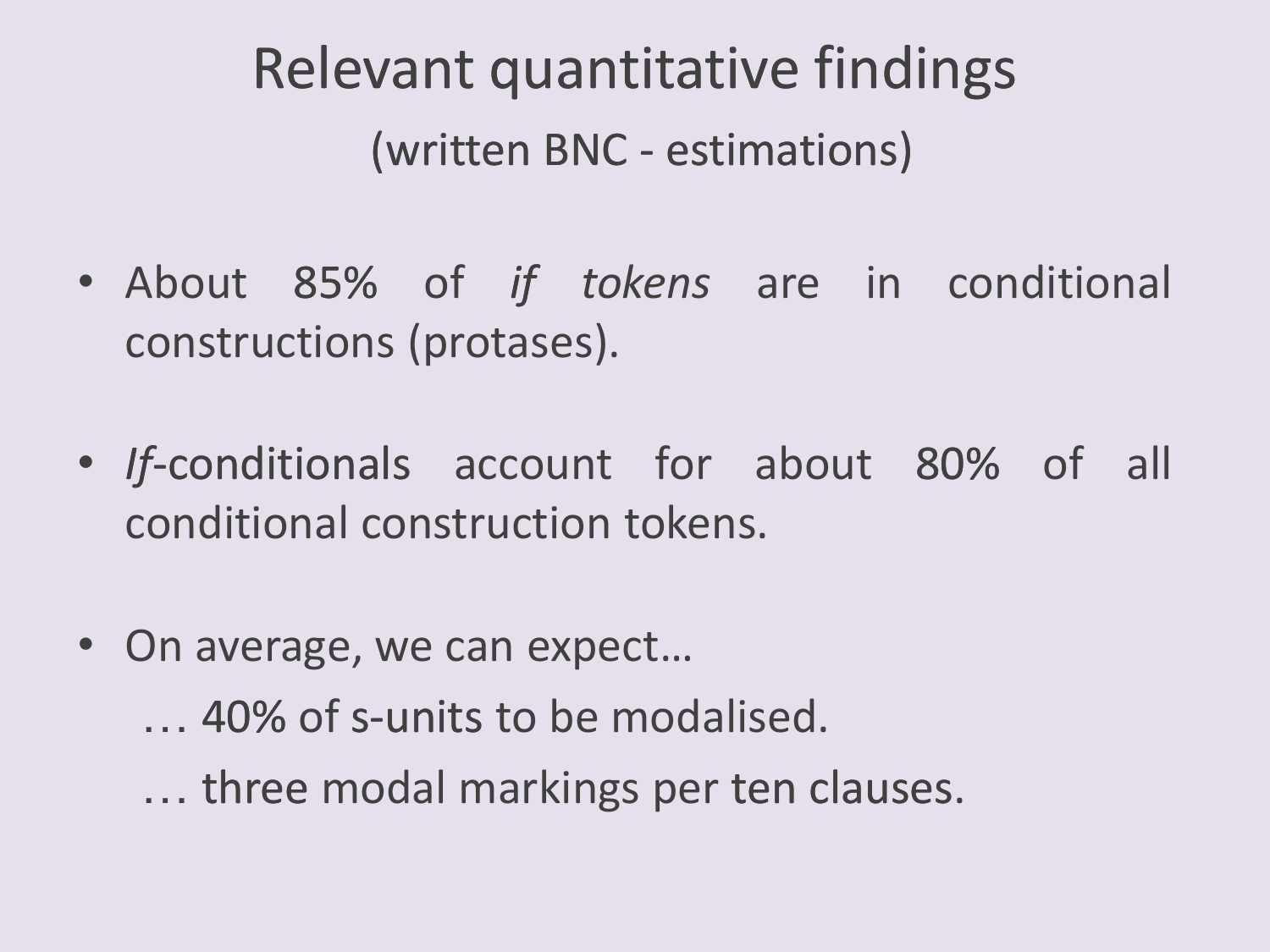# Relevant quantitative findings

(written BNC - estimations)

- About 85% of *if tokens* are in conditional constructions (protases).

- *If*-conditionals account for about 80% of all conditional construction tokens.

- On average, we can expect…

  … 40% of s-units to be modalised.

  … three modal markings per ten clauses.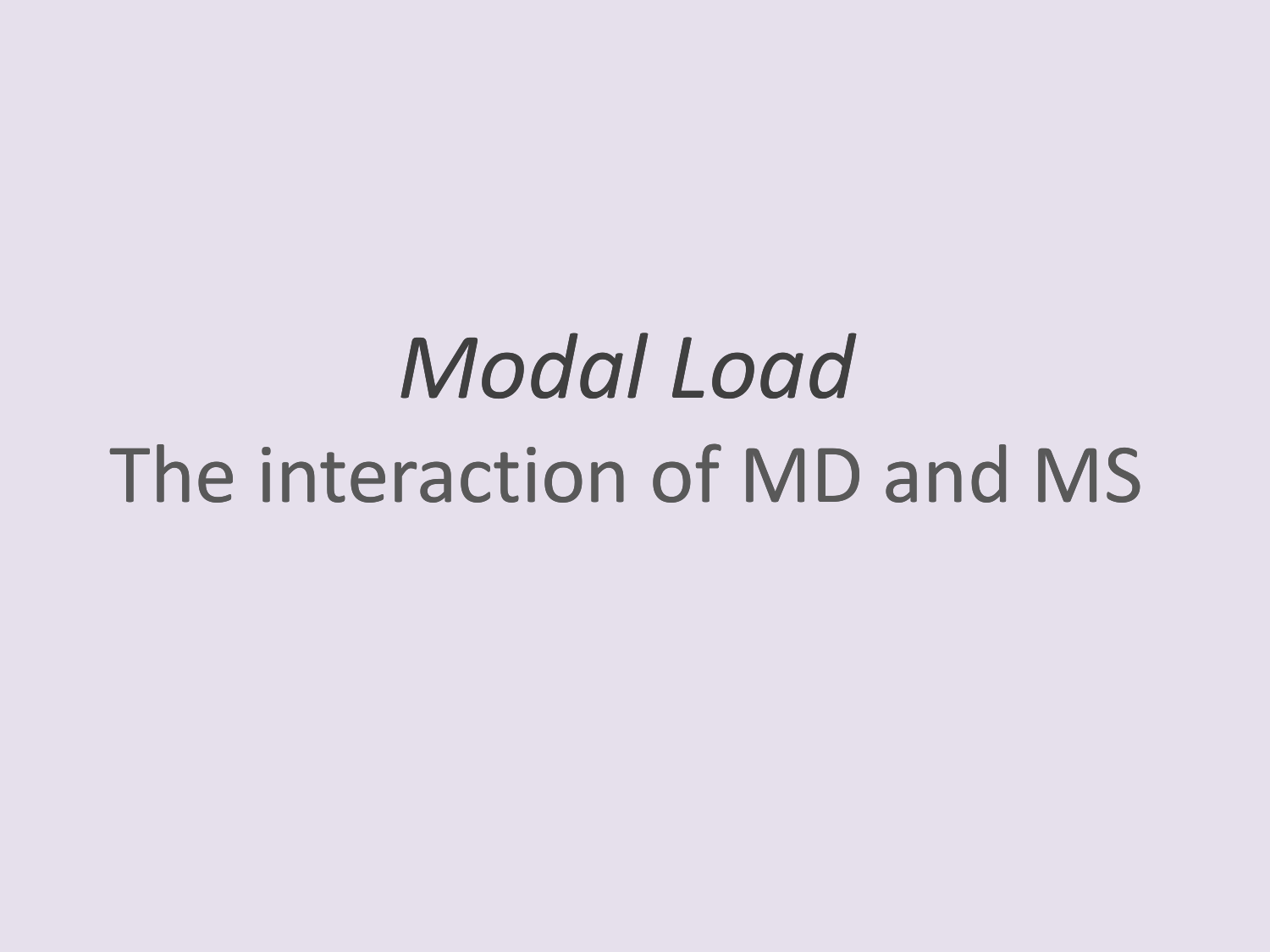# *Modal Load*

## The interaction of MD and MS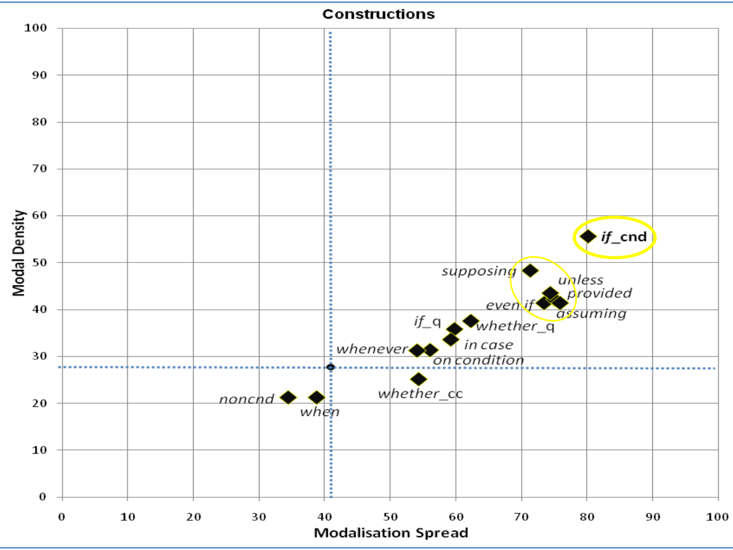**Constructions**

Modal Density (y-axis: 0–100)

Modalisation Spread (x-axis: 0–100)

Data point labels: *if_cnd*, *supposing*, *unless*, *provided*, *even if*, *assuming*, *if_q*, *whether_q*, *in case*, *whenever*, *on condition*, *whether_cc*, *noncnd*, *when*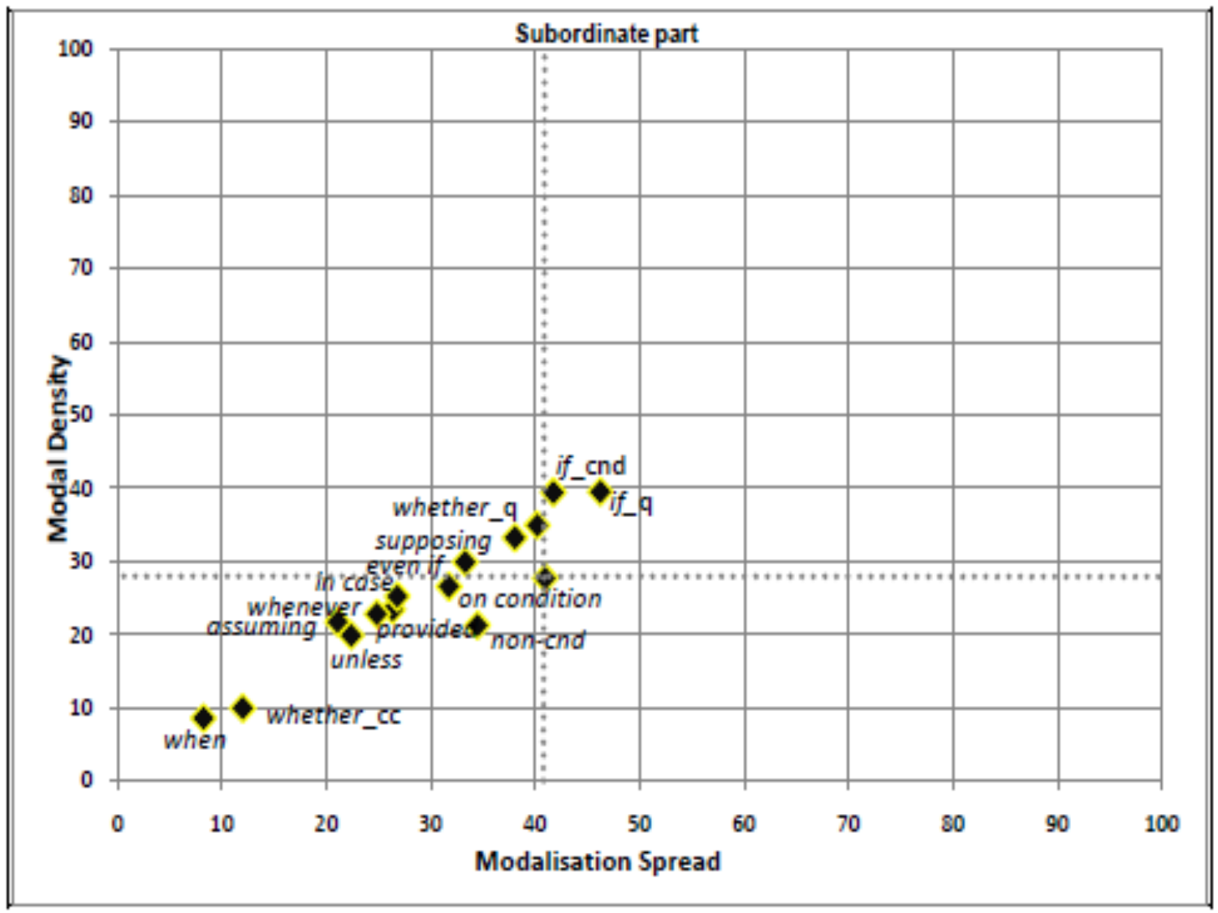**Subordinate part**

Modal Density

100
90
80
70
60
50
40
30
20
10
0

if_cnd
whether_q
if_q
supposing
even if
in case
on condition
whenever
assuming
provided
non-cnd
unless
whether_cc
when

0 10 20 30 40 50 60 70 80 90 100

Modalisation Spread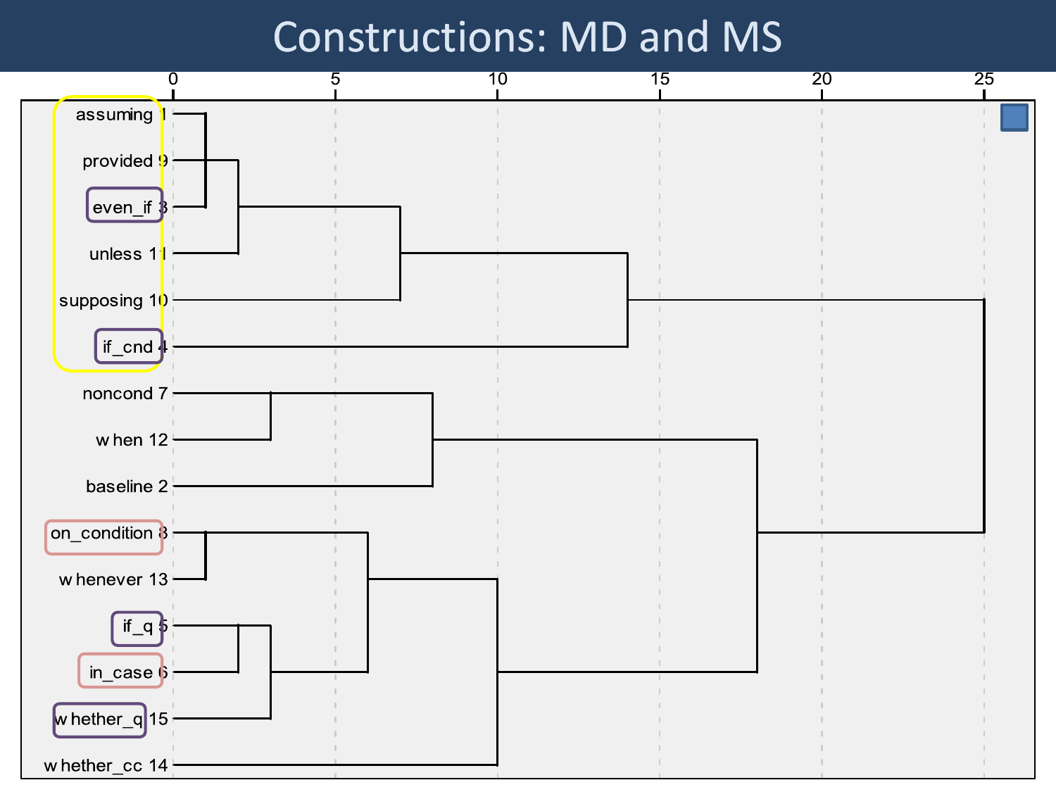# Constructions: MD and MS

0 5 10 15 20 25

assuming 1

provided 9

even_if 3

unless 11

supposing 10

if_cnd 4

noncond 7

when 12

baseline 2

on_condition 8

whenever 13

if_q 5

in_case 6

whether_q 15

whether_cc 14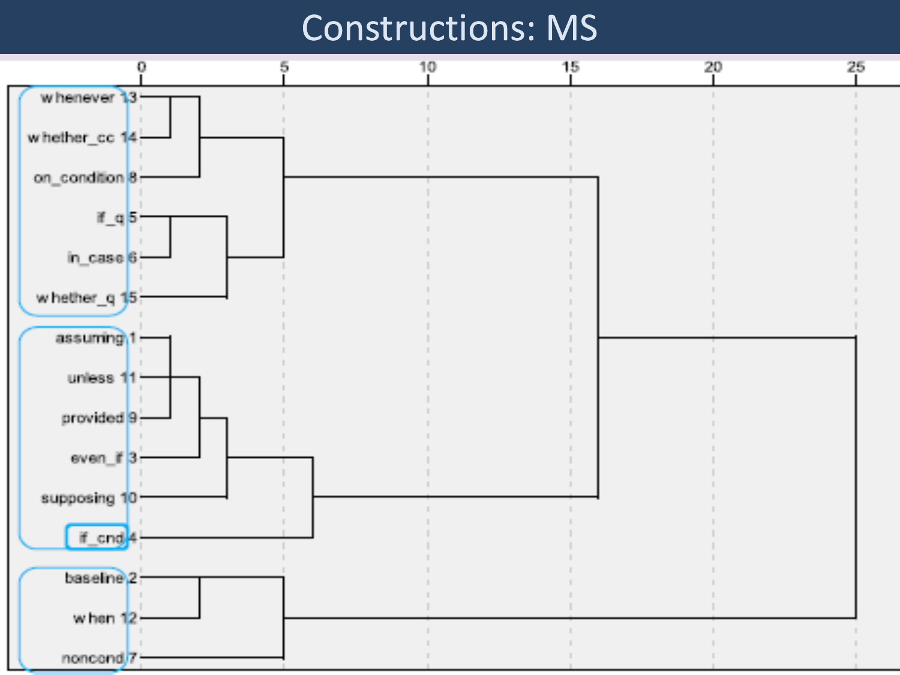# Constructions: MS

| Label | Num |
|---|---|
| whenever | 13 |
| whether_cc | 14 |
| on_condition | 8 |
| if_q | 5 |
| in_case | 6 |
| whether_q | 15 |
| assuming | 1 |
| unless | 11 |
| provided | 9 |
| even_if | 3 |
| supposing | 10 |
| if_cnd | 4 |
| baseline | 2 |
| when | 12 |
| noncond | 7 |

0 5 10 15 20 25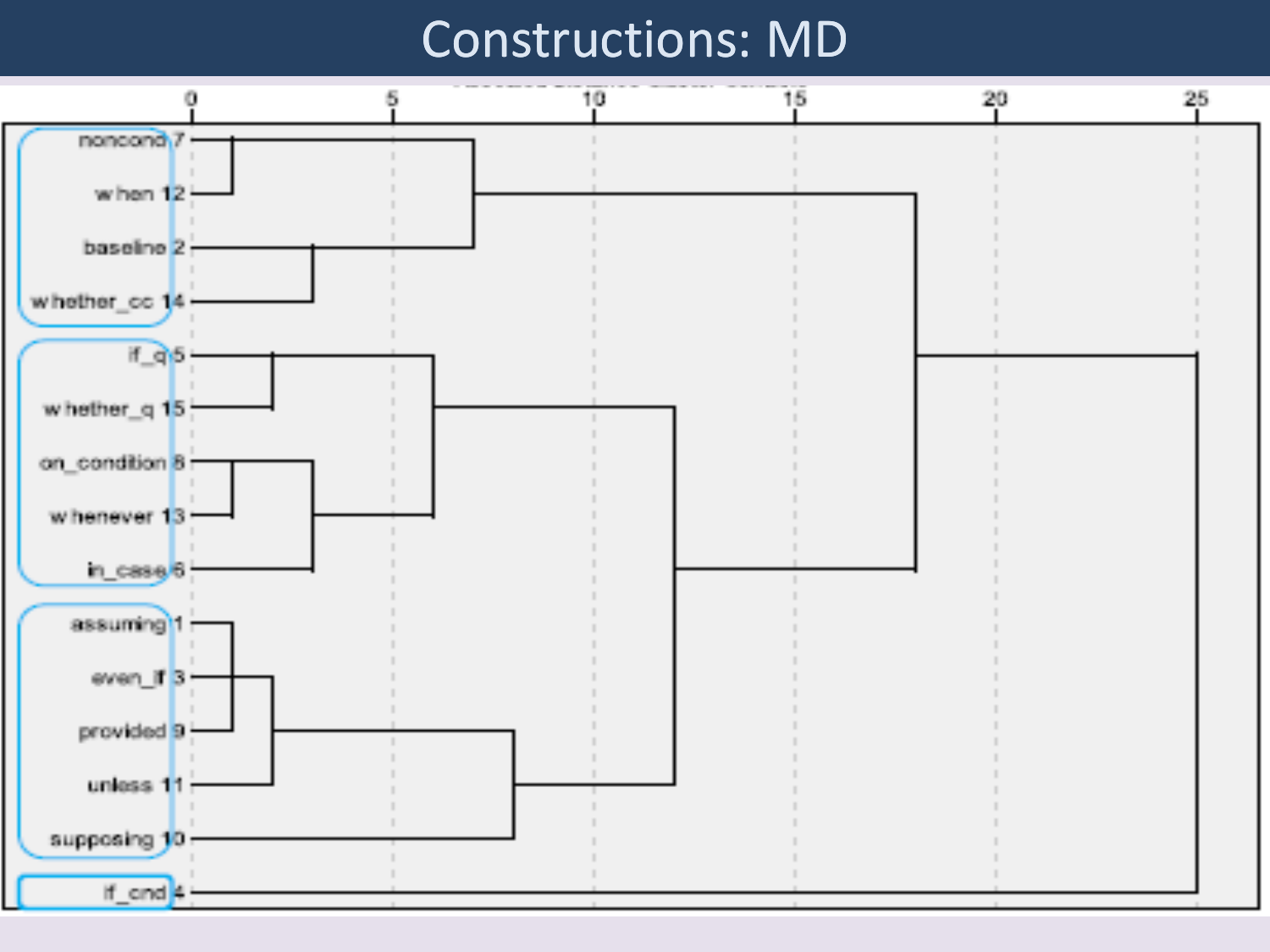# Constructions: MD

Rescaled Distance Cluster Combine

0 5 10 15 20 25

- noncond 7
- when 12
- baseline 2
- whether_cc 14
- if_q 5
- whether_q 15
- on_condition 8
- whenever 13
- in_case 6
- assuming 1
- even_if 3
- provided 9
- unless 11
- supposing 10
- if_cnd 4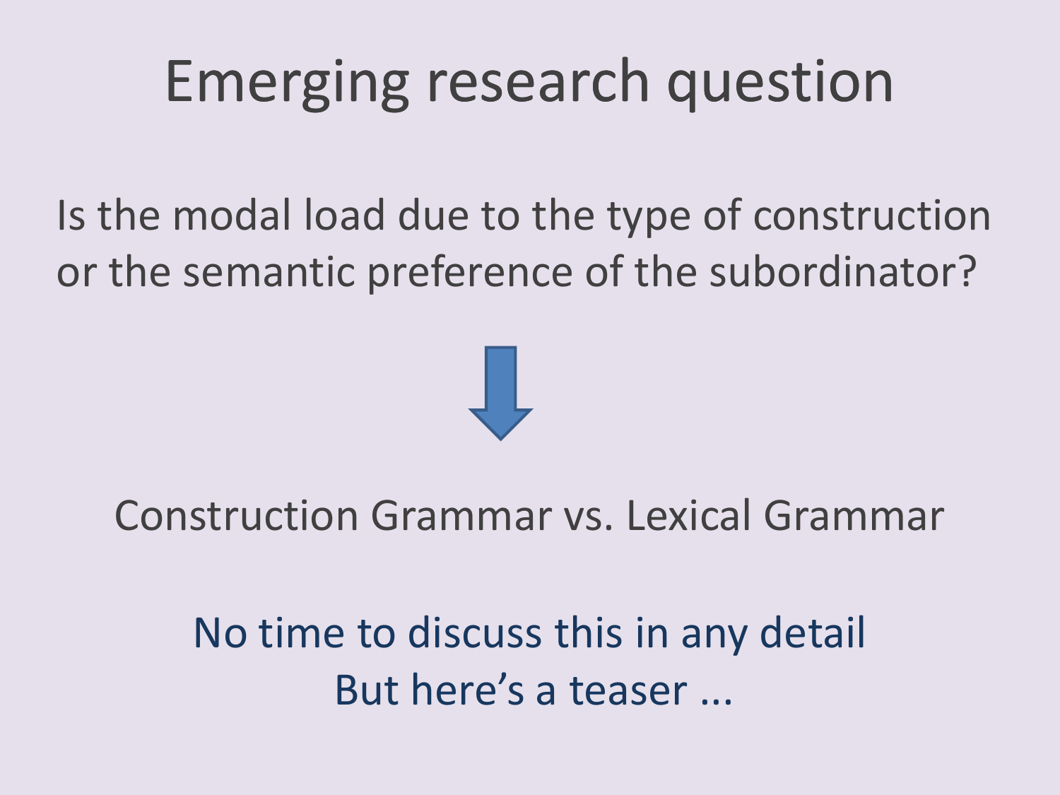# Emerging research question

Is the modal load due to the type of construction or the semantic preference of the subordinator?

↓

Construction Grammar vs. Lexical Grammar

No time to discuss this in any detail
But here's a teaser ...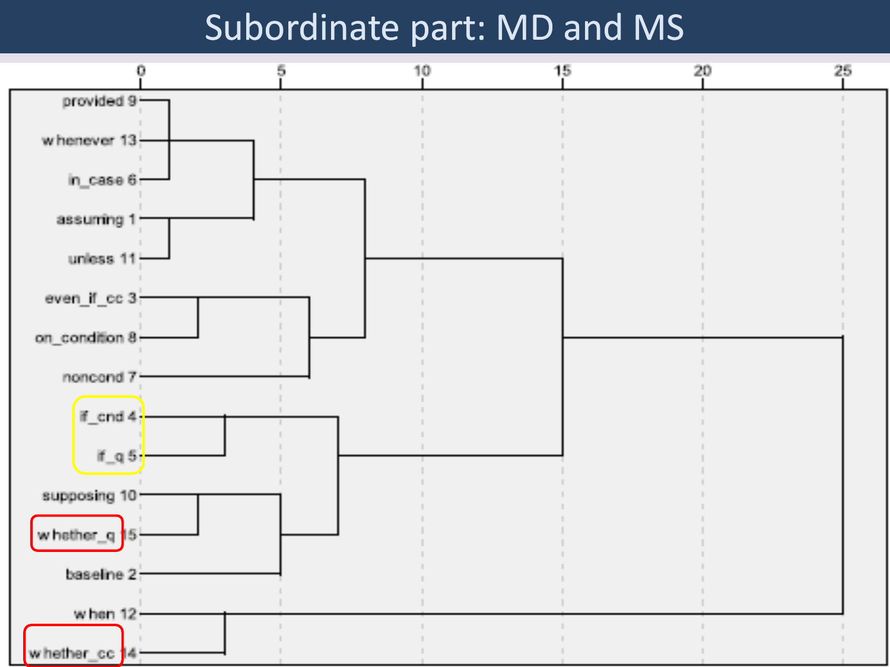# Subordinate part: MD and MS

0 5 10 15 20 25

provided 9
whenever 13
in_case 6
assuming 1
unless 11
even_if_cc 3
on_condition 8
noncond 7
if_cnd 4
if_q 5
supposing 10
whether_q 15
baseline 2
when 12
whether_cc 14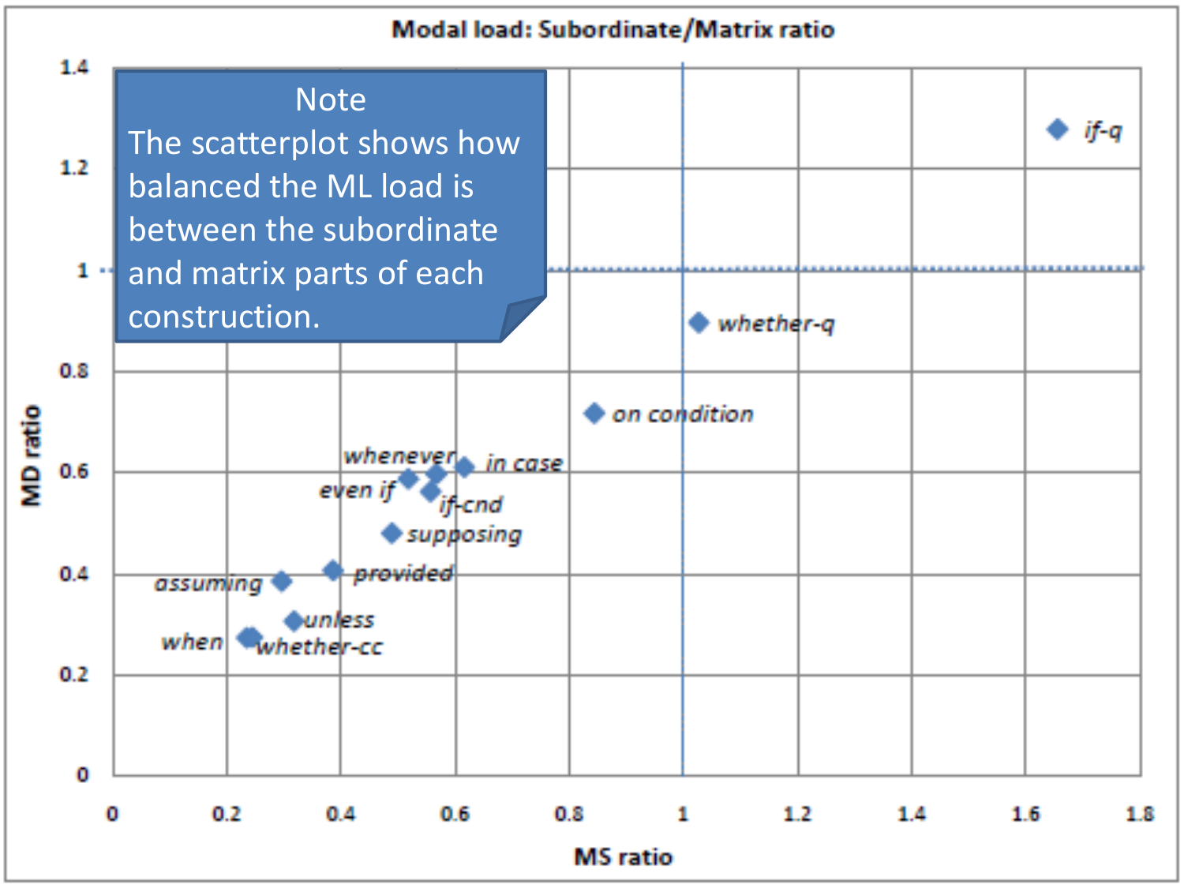**Modal load: Subordinate/Matrix ratio**

Note
The scatterplot shows how balanced the ML load is between the subordinate and matrix parts of each construction.

| Construction | MS ratio (approx.) | MD ratio (approx.) |
|---|---|---|
| if-q | 1.66 | 1.28 |
| whether-q | 1.03 | 0.90 |
| on condition | 0.84 | 0.72 |
| in case | 0.62 | 0.61 |
| whenever | 0.57 | 0.60 |
| even if | 0.52 | 0.59 |
| if-cnd | 0.56 | 0.56 |
| supposing | 0.49 | 0.48 |
| provided | 0.39 | 0.41 |
| assuming | 0.30 | 0.38 |
| unless | 0.32 | 0.31 |
| when | 0.24 | 0.27 |
| whether-cc | 0.25 | 0.27 |

MS ratio (x-axis, 0–1.8); MD ratio (y-axis, 0–1.4)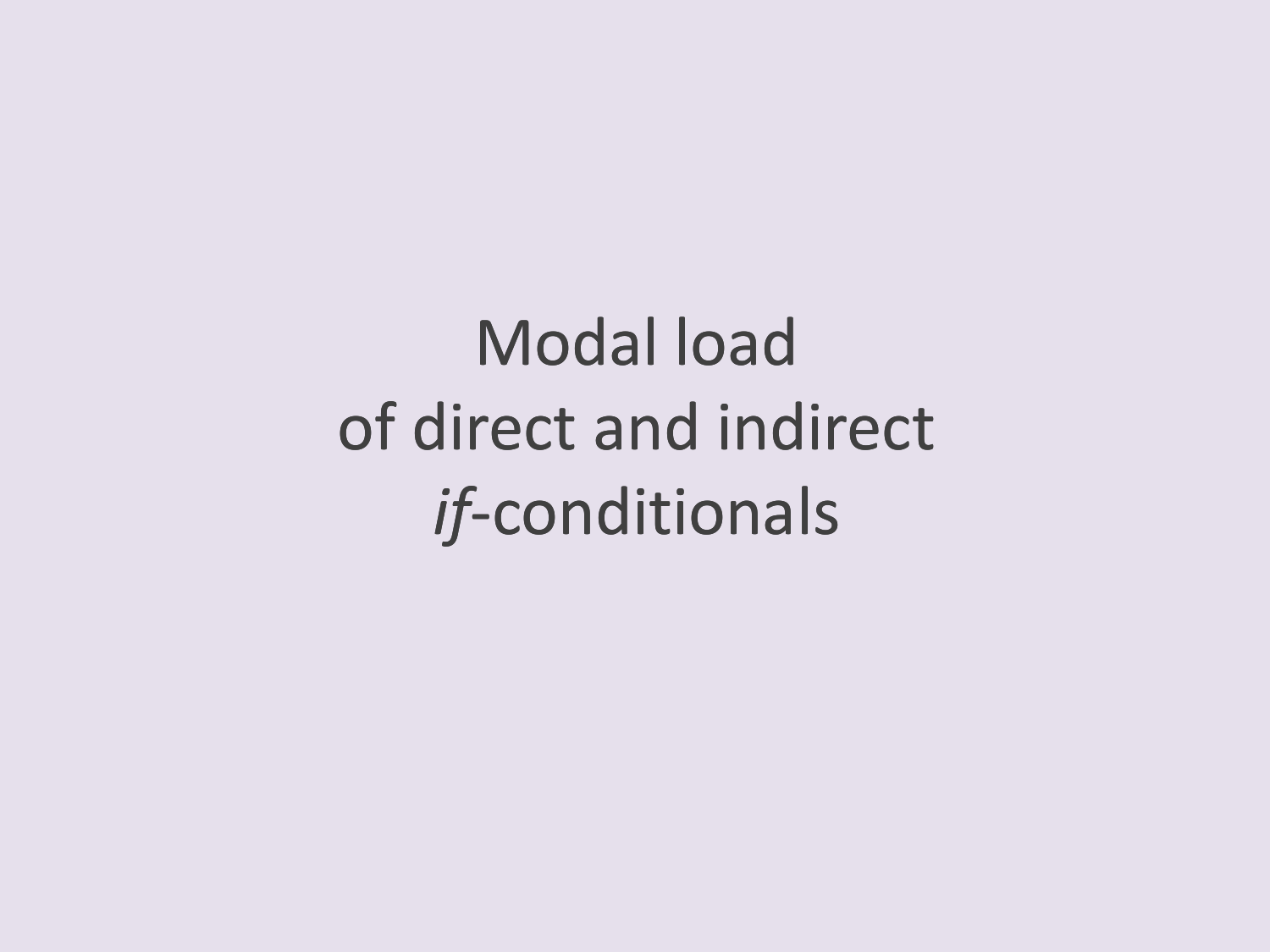# Modal load of direct and indirect *if*-conditionals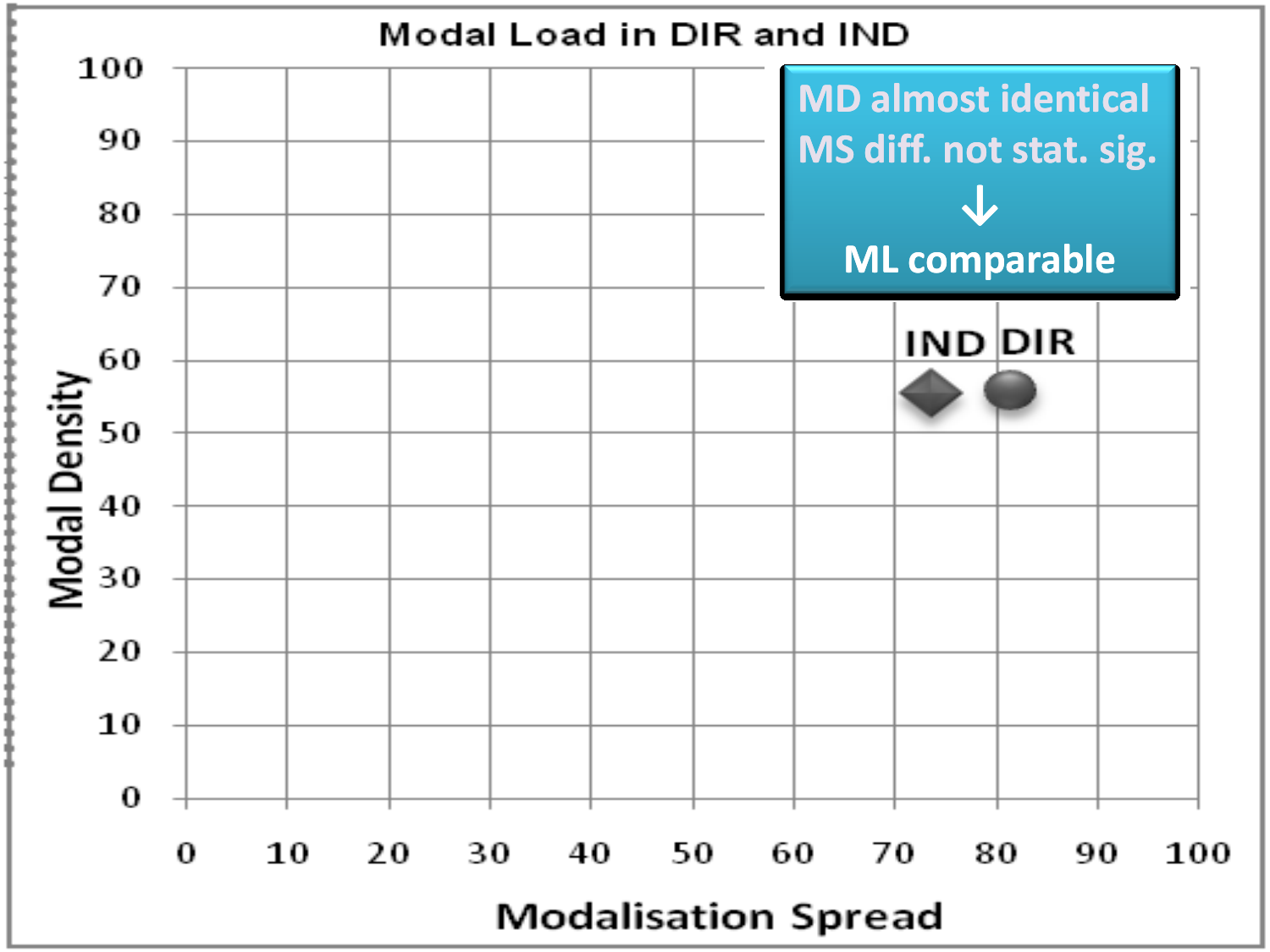## Modal Load in DIR and IND

MD almost identical
MS diff. not stat. sig.
↓
ML comparable

| Condition | Modalisation Spread (approx.) | Modal Density (approx.) |
|---|---|---|
| IND | 73 | 55 |
| DIR | 81 | 56 |

Modal Density (y-axis, 0–100) vs. Modalisation Spread (x-axis, 0–100)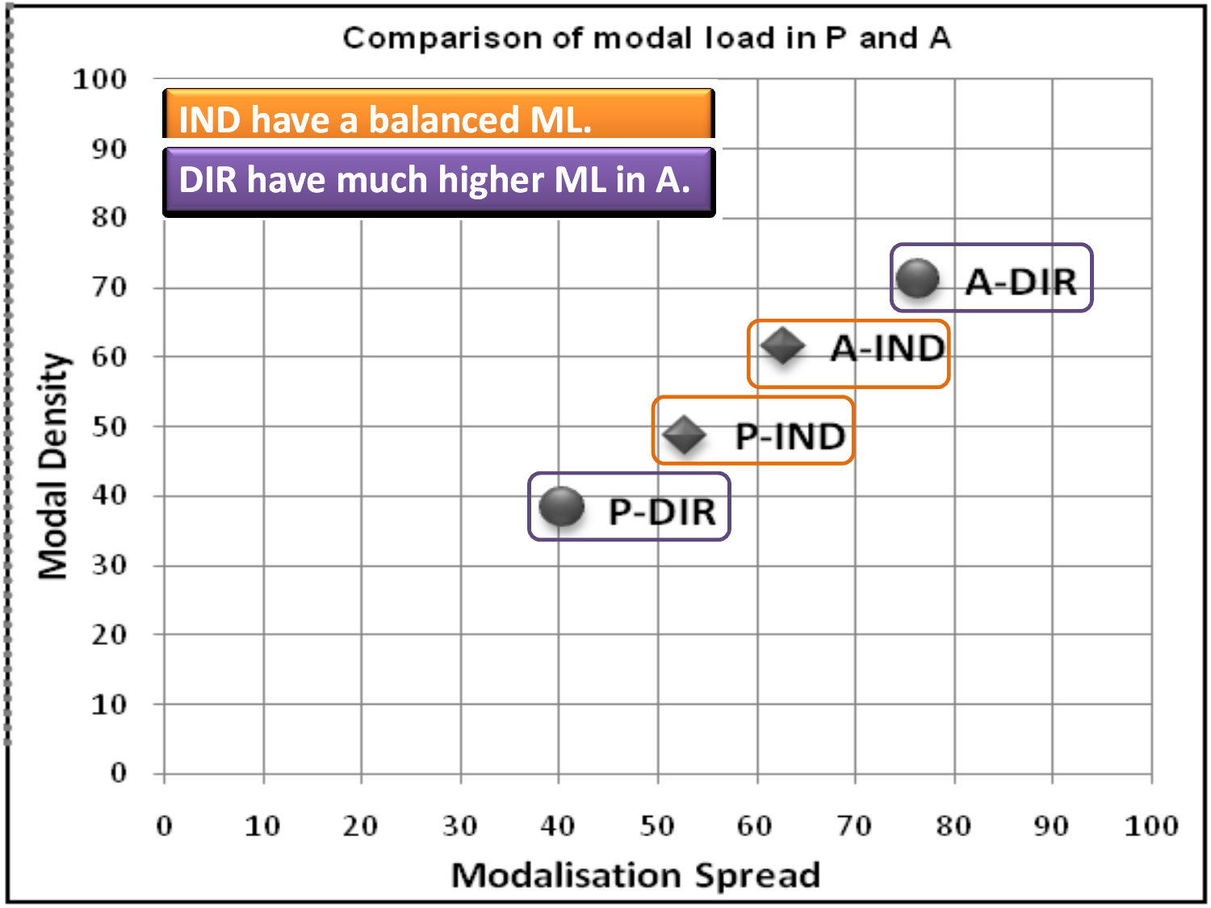## Comparison of modal load in P and A

**IND have a balanced ML.**

**DIR have much higher ML in A.**

| Label | Modalisation Spread | Modal Density |
|---|---|---|
| A-DIR | ~76 | ~71 |
| A-IND | ~63 | ~61 |
| P-IND | ~53 | ~49 |
| P-DIR | ~40 | ~38 |

Modalisation Spread (x-axis: 0–100) vs. Modal Density (y-axis: 0–100)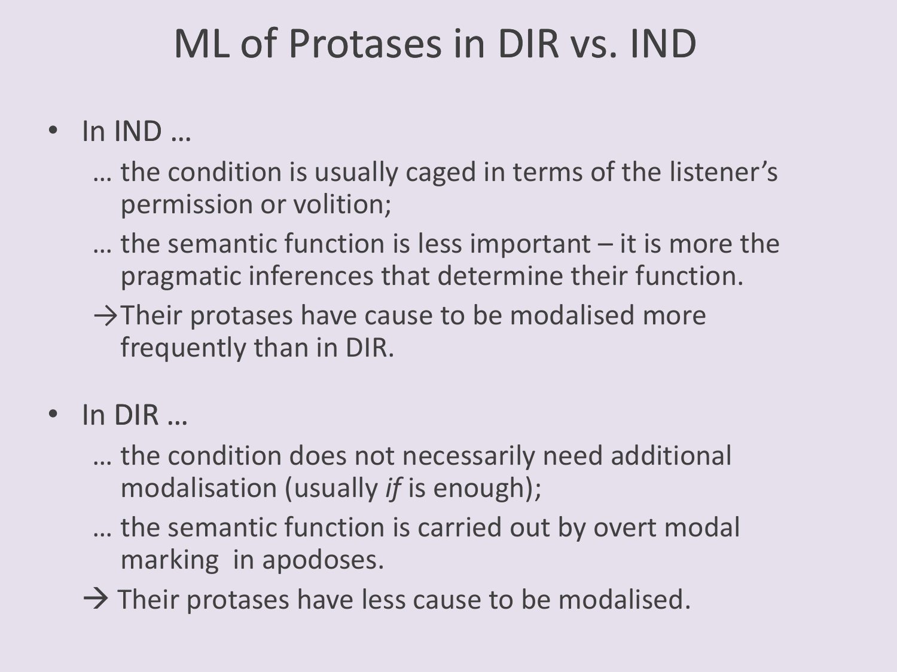# ML of Protases in DIR vs. IND

- In IND …
  - … the condition is usually caged in terms of the listener's permission or volition;
  - … the semantic function is less important – it is more the pragmatic inferences that determine their function.
  - →Their protases have cause to be modalised more frequently than in DIR.

- In DIR …
  - … the condition does not necessarily need additional modalisation (usually *if* is enough);
  - … the semantic function is carried out by overt modal marking in apodoses.
  - → Their protases have less cause to be modalised.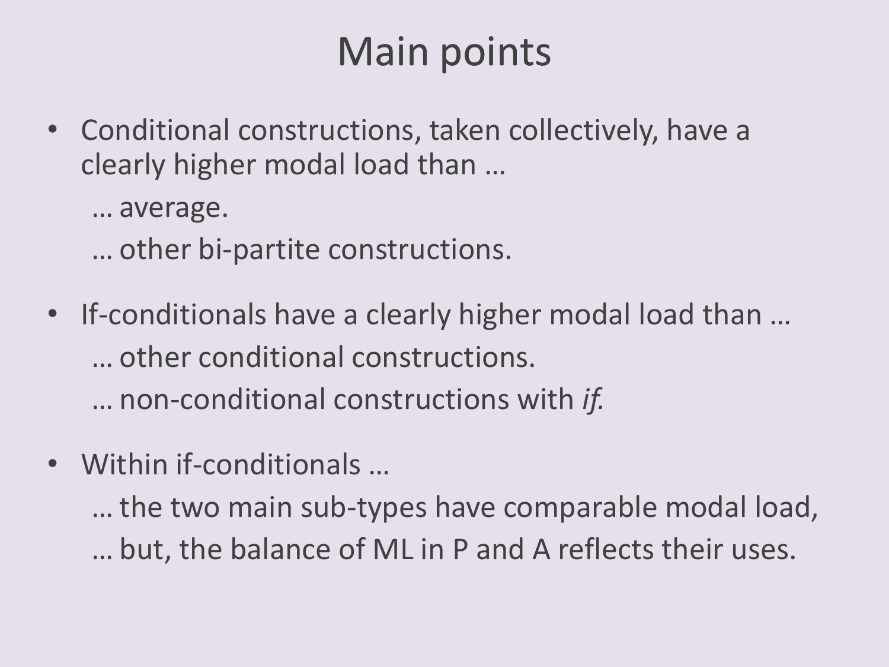# Main points

- Conditional constructions, taken collectively, have a clearly higher modal load than …
  - … average.
  - … other bi-partite constructions.
- If-conditionals have a clearly higher modal load than …
  - … other conditional constructions.
  - … non-conditional constructions with *if.*
- Within if-conditionals …
  - … the two main sub-types have comparable modal load,
  - … but, the balance of ML in P and A reflects their uses.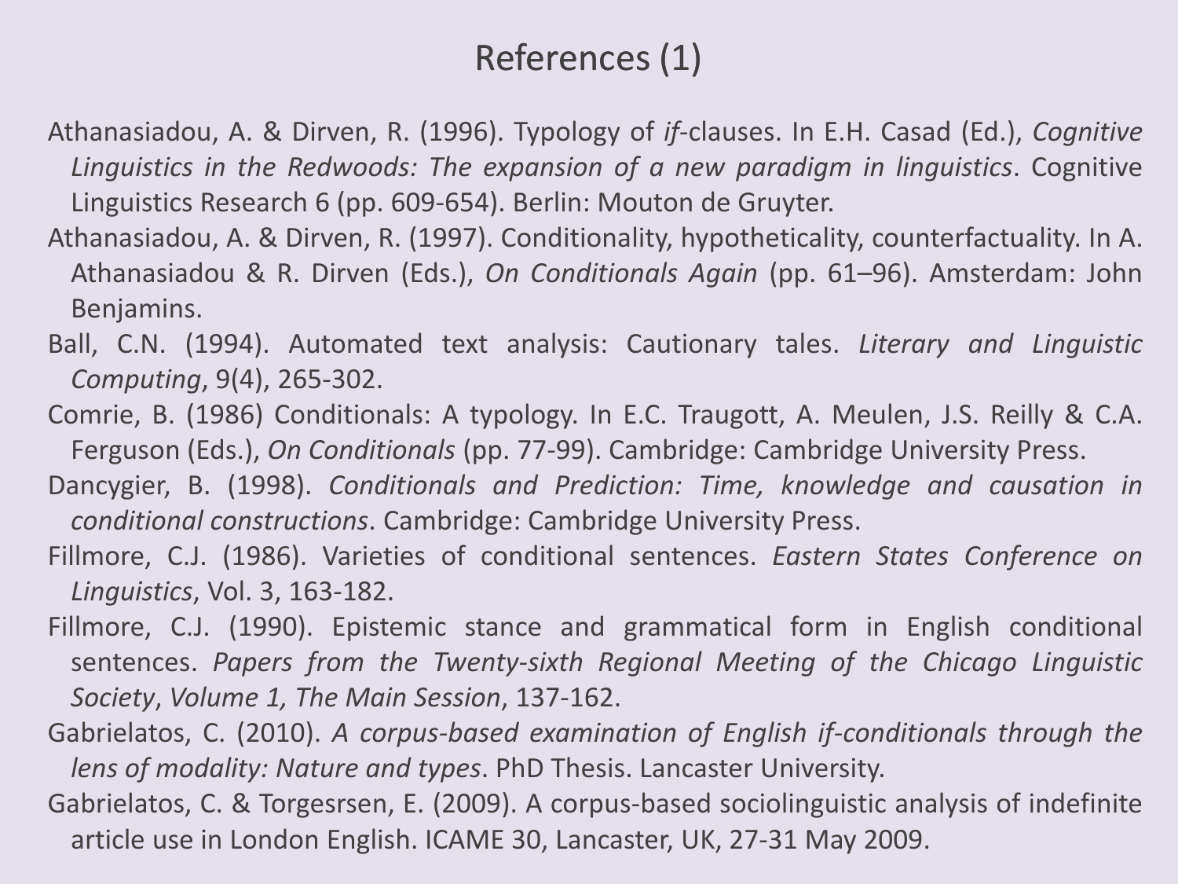# References (1)

Athanasiadou, A. & Dirven, R. (1996). Typology of *if*-clauses. In E.H. Casad (Ed.), *Cognitive Linguistics in the Redwoods: The expansion of a new paradigm in linguistics*. Cognitive Linguistics Research 6 (pp. 609-654). Berlin: Mouton de Gruyter.

Athanasiadou, A. & Dirven, R. (1997). Conditionality, hypotheticality, counterfactuality. In A. Athanasiadou & R. Dirven (Eds.), *On Conditionals Again* (pp. 61–96). Amsterdam: John Benjamins.

Ball, C.N. (1994). Automated text analysis: Cautionary tales. *Literary and Linguistic Computing*, 9(4), 265-302.

Comrie, B. (1986) Conditionals: A typology. In E.C. Traugott, A. Meulen, J.S. Reilly & C.A. Ferguson (Eds.), *On Conditionals* (pp. 77-99). Cambridge: Cambridge University Press.

Dancygier, B. (1998). *Conditionals and Prediction: Time, knowledge and causation in conditional constructions*. Cambridge: Cambridge University Press.

Fillmore, C.J. (1986). Varieties of conditional sentences. *Eastern States Conference on Linguistics*, Vol. 3, 163-182.

Fillmore, C.J. (1990). Epistemic stance and grammatical form in English conditional sentences. *Papers from the Twenty-sixth Regional Meeting of the Chicago Linguistic Society*, *Volume 1, The Main Session*, 137-162.

Gabrielatos, C. (2010). *A corpus-based examination of English if-conditionals through the lens of modality: Nature and types*. PhD Thesis. Lancaster University.

Gabrielatos, C. & Torgesrsen, E. (2009). A corpus-based sociolinguistic analysis of indefinite article use in London English. ICAME 30, Lancaster, UK, 27-31 May 2009.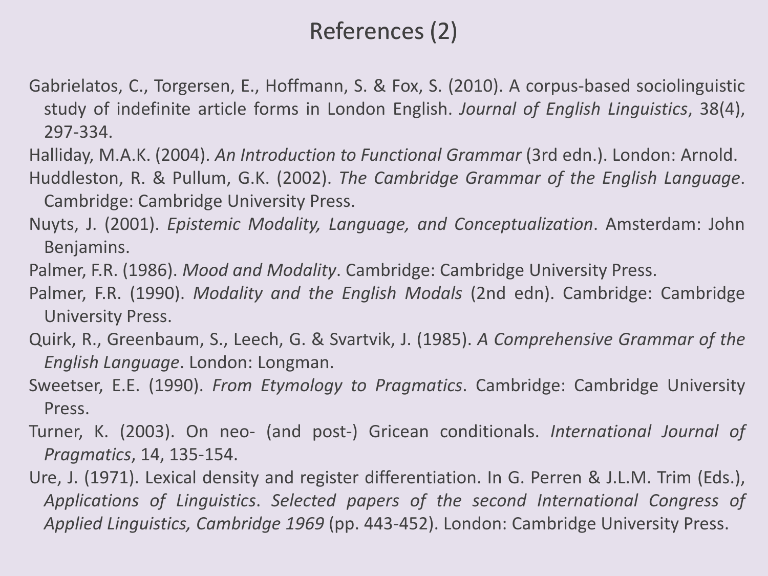# References (2)

Gabrielatos, C., Torgersen, E., Hoffmann, S. & Fox, S. (2010). A corpus-based sociolinguistic study of indefinite article forms in London English. *Journal of English Linguistics*, 38(4), 297-334.

Halliday, M.A.K. (2004). *An Introduction to Functional Grammar* (3rd edn.). London: Arnold.

Huddleston, R. & Pullum, G.K. (2002). *The Cambridge Grammar of the English Language*. Cambridge: Cambridge University Press.

Nuyts, J. (2001). *Epistemic Modality, Language, and Conceptualization*. Amsterdam: John Benjamins.

Palmer, F.R. (1986). *Mood and Modality*. Cambridge: Cambridge University Press.

Palmer, F.R. (1990). *Modality and the English Modals* (2nd edn). Cambridge: Cambridge University Press.

Quirk, R., Greenbaum, S., Leech, G. & Svartvik, J. (1985). *A Comprehensive Grammar of the English Language*. London: Longman.

Sweetser, E.E. (1990). *From Etymology to Pragmatics*. Cambridge: Cambridge University Press.

Turner, K. (2003). On neo- (and post-) Gricean conditionals. *International Journal of Pragmatics*, 14, 135-154.

Ure, J. (1971). Lexical density and register differentiation. In G. Perren & J.L.M. Trim (Eds.), *Applications of Linguistics*. *Selected papers of the second International Congress of Applied Linguistics, Cambridge 1969* (pp. 443-452). London: Cambridge University Press.